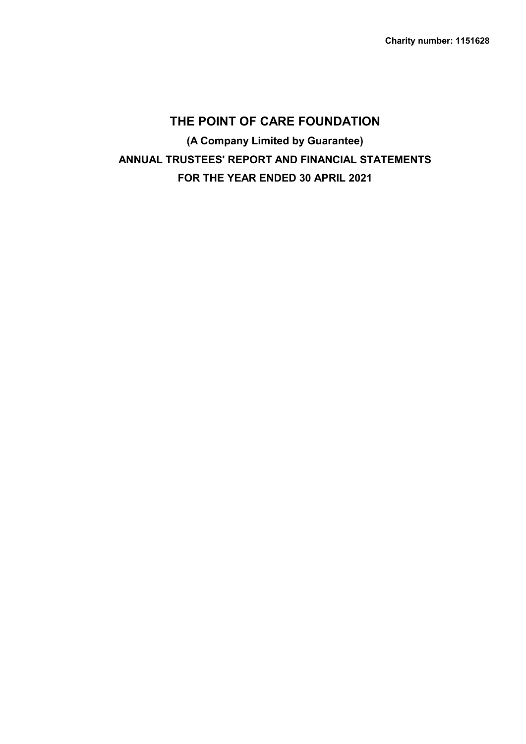**Charity number: 1151628**

# THE POINT OF CARE FOUNDATION

**(A Company Limited by Guarantee)**

**ANNUAL TRUSTEES' REPORT AND FINANCIAL STATEMENTS**

**FOR THE YEAR ENDED 30 APRIL 2021**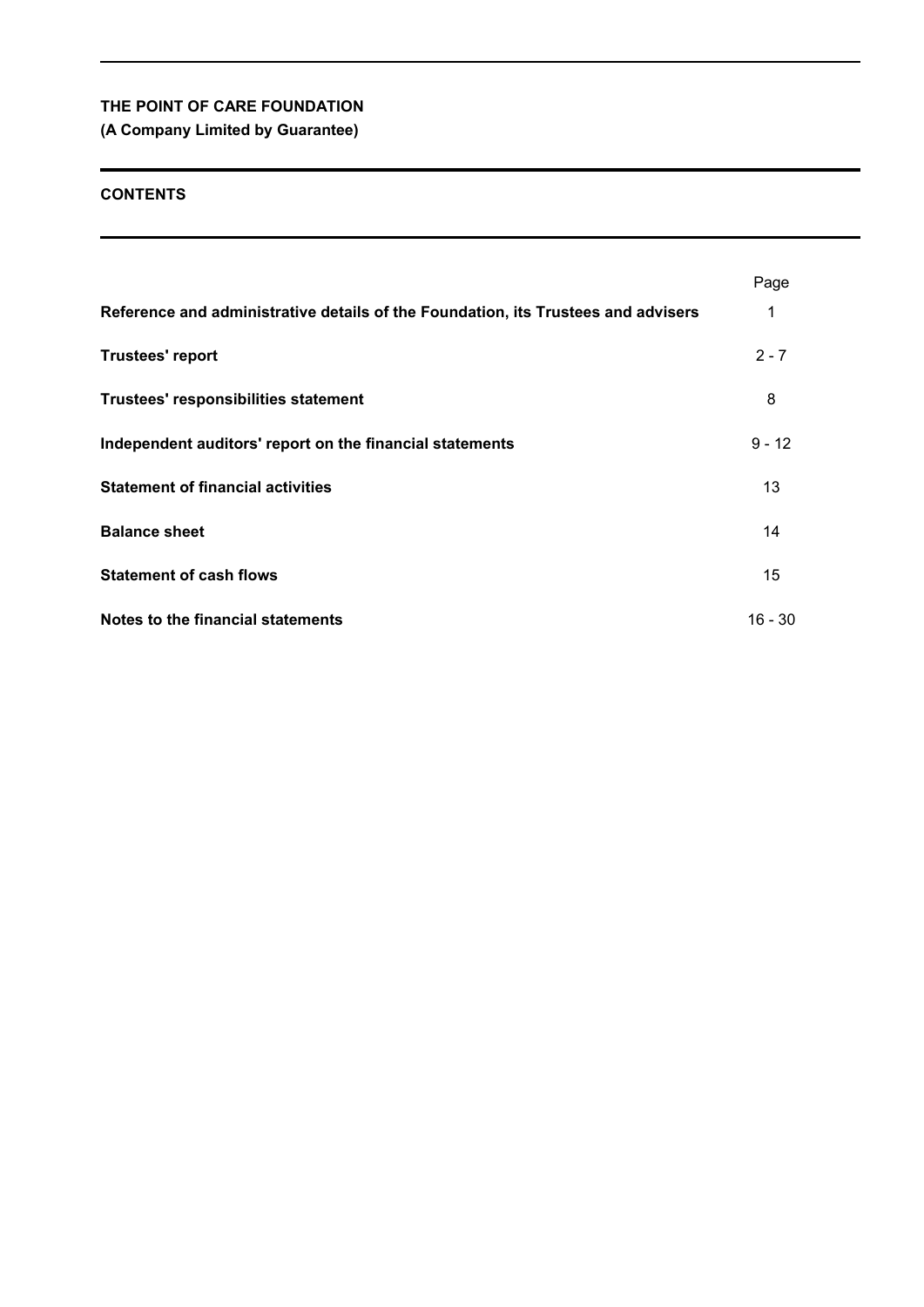**THE POINT OF CARE FOUNDATION**
**(A Company Limited by Guarantee)**

## CONTENTS

| | Page |
|---|---|
| **Reference and administrative details of the Foundation, its Trustees and advisers** | 1 |
| **Trustees' report** | 2 - 7 |
| **Trustees' responsibilities statement** | 8 |
| **Independent auditors' report on the financial statements** | 9 - 12 |
| **Statement of financial activities** | 13 |
| **Balance sheet** | 14 |
| **Statement of cash flows** | 15 |
| **Notes to the financial statements** | 16 - 30 |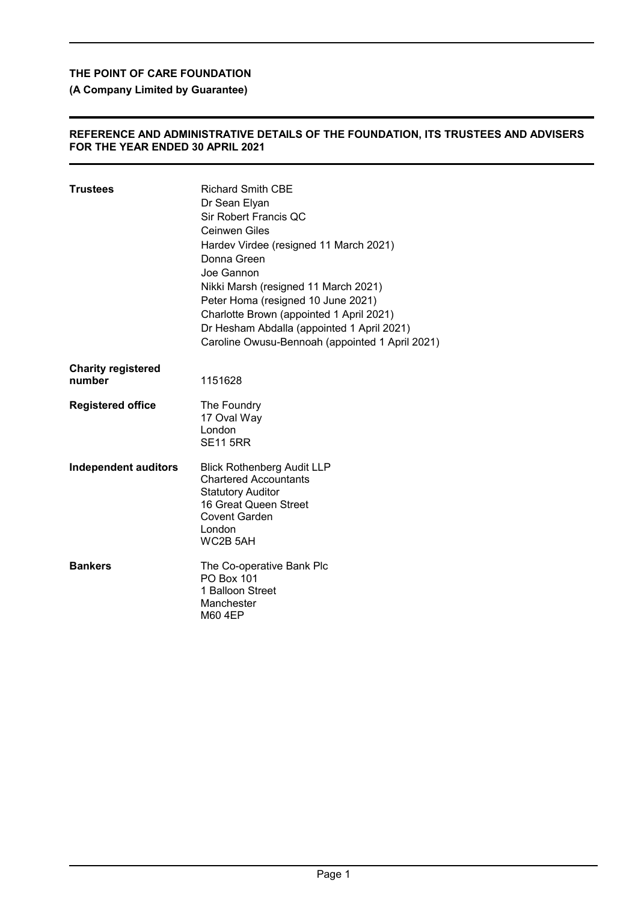**THE POINT OF CARE FOUNDATION**

**(A Company Limited by Guarantee)**

**REFERENCE AND ADMINISTRATIVE DETAILS OF THE FOUNDATION, ITS TRUSTEES AND ADVISERS FOR THE YEAR ENDED 30 APRIL 2021**

| | |
|---|---|
| **Trustees** | Richard Smith CBE<br>Dr Sean Elyan<br>Sir Robert Francis QC<br>Ceinwen Giles<br>Hardev Virdee (resigned 11 March 2021)<br>Donna Green<br>Joe Gannon<br>Nikki Marsh (resigned 11 March 2021)<br>Peter Homa (resigned 10 June 2021)<br>Charlotte Brown (appointed 1 April 2021)<br>Dr Hesham Abdalla (appointed 1 April 2021)<br>Caroline Owusu-Bennoah (appointed 1 April 2021) |
| **Charity registered number** | 1151628 |
| **Registered office** | The Foundry<br>17 Oval Way<br>London<br>SE11 5RR |
| **Independent auditors** | Blick Rothenberg Audit LLP<br>Chartered Accountants<br>Statutory Auditor<br>16 Great Queen Street<br>Covent Garden<br>London<br>WC2B 5AH |
| **Bankers** | The Co-operative Bank Plc<br>PO Box 101<br>1 Balloon Street<br>Manchester<br>M60 4EP |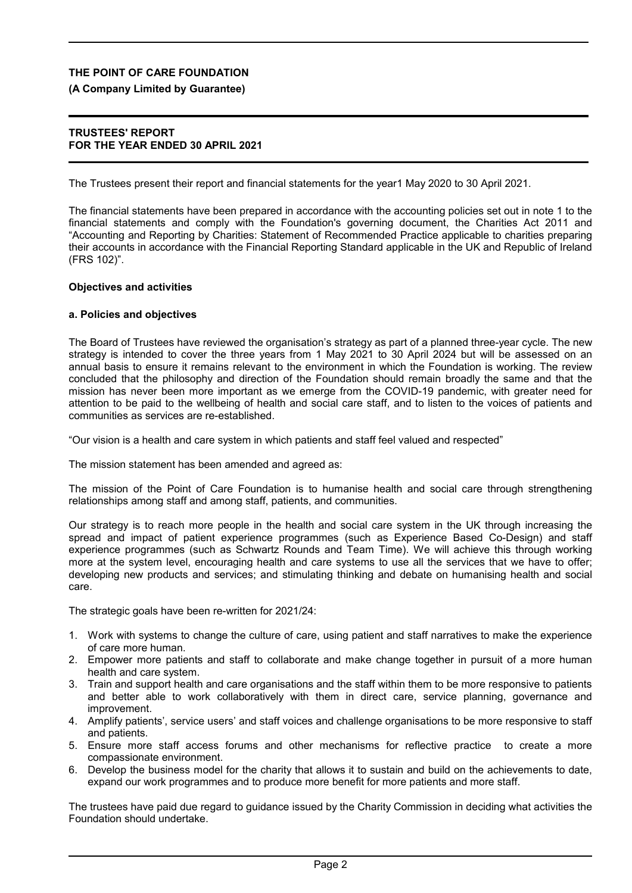# THE POINT OF CARE FOUNDATION

**(A Company Limited by Guarantee)**

## TRUSTEES' REPORT
## FOR THE YEAR ENDED 30 APRIL 2021

The Trustees present their report and financial statements for the year1 May 2020 to 30 April 2021.

The financial statements have been prepared in accordance with the accounting policies set out in note 1 to the financial statements and comply with the Foundation's governing document, the Charities Act 2011 and "Accounting and Reporting by Charities: Statement of Recommended Practice applicable to charities preparing their accounts in accordance with the Financial Reporting Standard applicable in the UK and Republic of Ireland (FRS 102)".

### Objectives and activities

#### a. Policies and objectives

The Board of Trustees have reviewed the organisation's strategy as part of a planned three-year cycle. The new strategy is intended to cover the three years from 1 May 2021 to 30 April 2024 but will be assessed on an annual basis to ensure it remains relevant to the environment in which the Foundation is working. The review concluded that the philosophy and direction of the Foundation should remain broadly the same and that the mission has never been more important as we emerge from the COVID-19 pandemic, with greater need for attention to be paid to the wellbeing of health and social care staff, and to listen to the voices of patients and communities as services are re-established.

"Our vision is a health and care system in which patients and staff feel valued and respected"

The mission statement has been amended and agreed as:

The mission of the Point of Care Foundation is to humanise health and social care through strengthening relationships among staff and among staff, patients, and communities.

Our strategy is to reach more people in the health and social care system in the UK through increasing the spread and impact of patient experience programmes (such as Experience Based Co-Design) and staff experience programmes (such as Schwartz Rounds and Team Time). We will achieve this through working more at the system level, encouraging health and care systems to use all the services that we have to offer; developing new products and services; and stimulating thinking and debate on humanising health and social care.

The strategic goals have been re-written for 2021/24:

1. Work with systems to change the culture of care, using patient and staff narratives to make the experience of care more human.
2. Empower more patients and staff to collaborate and make change together in pursuit of a more human health and care system.
3. Train and support health and care organisations and the staff within them to be more responsive to patients and better able to work collaboratively with them in direct care, service planning, governance and improvement.
4. Amplify patients', service users' and staff voices and challenge organisations to be more responsive to staff and patients.
5. Ensure more staff access forums and other mechanisms for reflective practice to create a more compassionate environment.
6. Develop the business model for the charity that allows it to sustain and build on the achievements to date, expand our work programmes and to produce more benefit for more patients and more staff.

The trustees have paid due regard to guidance issued by the Charity Commission in deciding what activities the Foundation should undertake.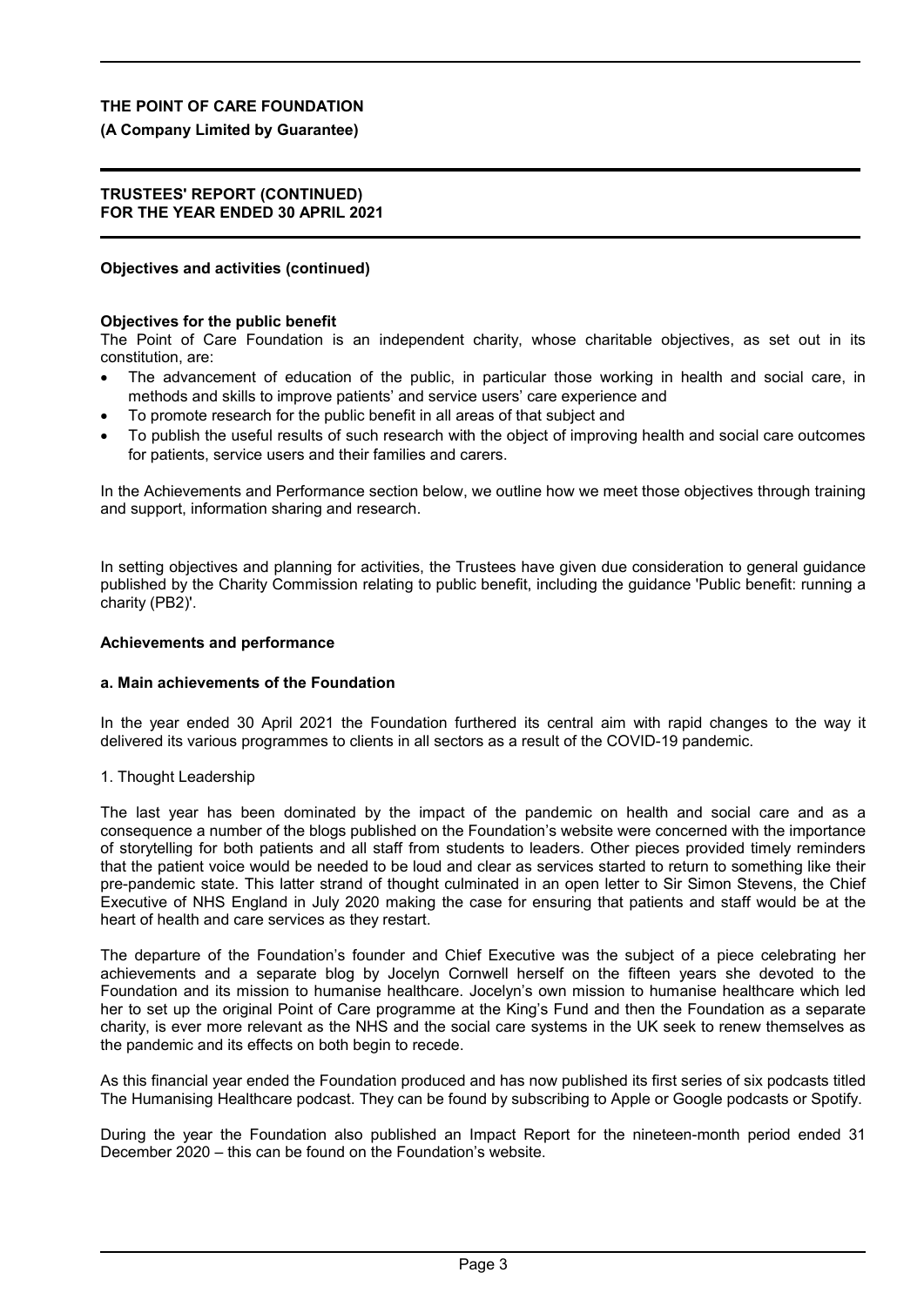**THE POINT OF CARE FOUNDATION**

**(A Company Limited by Guarantee)**

**TRUSTEES' REPORT (CONTINUED)**
**FOR THE YEAR ENDED 30 APRIL 2021**

**Objectives and activities (continued)**

**Objectives for the public benefit**

The Point of Care Foundation is an independent charity, whose charitable objectives, as set out in its constitution, are:

- The advancement of education of the public, in particular those working in health and social care, in methods and skills to improve patients' and service users' care experience and
- To promote research for the public benefit in all areas of that subject and
- To publish the useful results of such research with the object of improving health and social care outcomes for patients, service users and their families and carers.

In the Achievements and Performance section below, we outline how we meet those objectives through training and support, information sharing and research.

In setting objectives and planning for activities, the Trustees have given due consideration to general guidance published by the Charity Commission relating to public benefit, including the guidance 'Public benefit: running a charity (PB2)'.

**Achievements and performance**

**a. Main achievements of the Foundation**

In the year ended 30 April 2021 the Foundation furthered its central aim with rapid changes to the way it delivered its various programmes to clients in all sectors as a result of the COVID-19 pandemic.

1. Thought Leadership

The last year has been dominated by the impact of the pandemic on health and social care and as a consequence a number of the blogs published on the Foundation's website were concerned with the importance of storytelling for both patients and all staff from students to leaders. Other pieces provided timely reminders that the patient voice would be needed to be loud and clear as services started to return to something like their pre-pandemic state. This latter strand of thought culminated in an open letter to Sir Simon Stevens, the Chief Executive of NHS England in July 2020 making the case for ensuring that patients and staff would be at the heart of health and care services as they restart.

The departure of the Foundation's founder and Chief Executive was the subject of a piece celebrating her achievements and a separate blog by Jocelyn Cornwell herself on the fifteen years she devoted to the Foundation and its mission to humanise healthcare. Jocelyn's own mission to humanise healthcare which led her to set up the original Point of Care programme at the King's Fund and then the Foundation as a separate charity, is ever more relevant as the NHS and the social care systems in the UK seek to renew themselves as the pandemic and its effects on both begin to recede.

As this financial year ended the Foundation produced and has now published its first series of six podcasts titled The Humanising Healthcare podcast. They can be found by subscribing to Apple or Google podcasts or Spotify.

During the year the Foundation also published an Impact Report for the nineteen-month period ended 31 December 2020 – this can be found on the Foundation's website.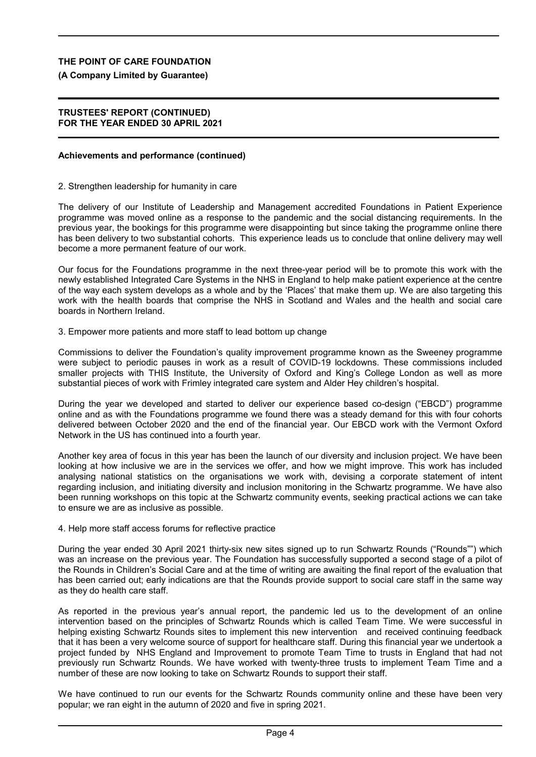**Achievements and performance (continued)**

2. Strengthen leadership for humanity in care

The delivery of our Institute of Leadership and Management accredited Foundations in Patient Experience programme was moved online as a response to the pandemic and the social distancing requirements. In the previous year, the bookings for this programme were disappointing but since taking the programme online there has been delivery to two substantial cohorts. This experience leads us to conclude that online delivery may well become a more permanent feature of our work.

Our focus for the Foundations programme in the next three-year period will be to promote this work with the newly established Integrated Care Systems in the NHS in England to help make patient experience at the centre of the way each system develops as a whole and by the 'Places' that make them up. We are also targeting this work with the health boards that comprise the NHS in Scotland and Wales and the health and social care boards in Northern Ireland.

3. Empower more patients and more staff to lead bottom up change

Commissions to deliver the Foundation's quality improvement programme known as the Sweeney programme were subject to periodic pauses in work as a result of COVID-19 lockdowns. These commissions included smaller projects with THIS Institute, the University of Oxford and King's College London as well as more substantial pieces of work with Frimley integrated care system and Alder Hey children's hospital.

During the year we developed and started to deliver our experience based co-design ("EBCD") programme online and as with the Foundations programme we found there was a steady demand for this with four cohorts delivered between October 2020 and the end of the financial year. Our EBCD work with the Vermont Oxford Network in the US has continued into a fourth year.

Another key area of focus in this year has been the launch of our diversity and inclusion project. We have been looking at how inclusive we are in the services we offer, and how we might improve. This work has included analysing national statistics on the organisations we work with, devising a corporate statement of intent regarding inclusion, and initiating diversity and inclusion monitoring in the Schwartz programme. We have also been running workshops on this topic at the Schwartz community events, seeking practical actions we can take to ensure we are as inclusive as possible.

4. Help more staff access forums for reflective practice

During the year ended 30 April 2021 thirty-six new sites signed up to run Schwartz Rounds ("Rounds"") which was an increase on the previous year. The Foundation has successfully supported a second stage of a pilot of the Rounds in Children's Social Care and at the time of writing are awaiting the final report of the evaluation that has been carried out; early indications are that the Rounds provide support to social care staff in the same way as they do health care staff.

As reported in the previous year's annual report, the pandemic led us to the development of an online intervention based on the principles of Schwartz Rounds which is called Team Time. We were successful in helping existing Schwartz Rounds sites to implement this new intervention and received continuing feedback that it has been a very welcome source of support for healthcare staff. During this financial year we undertook a project funded by NHS England and Improvement to promote Team Time to trusts in England that had not previously run Schwartz Rounds. We have worked with twenty-three trusts to implement Team Time and a number of these are now looking to take on Schwartz Rounds to support their staff.

We have continued to run our events for the Schwartz Rounds community online and these have been very popular; we ran eight in the autumn of 2020 and five in spring 2021.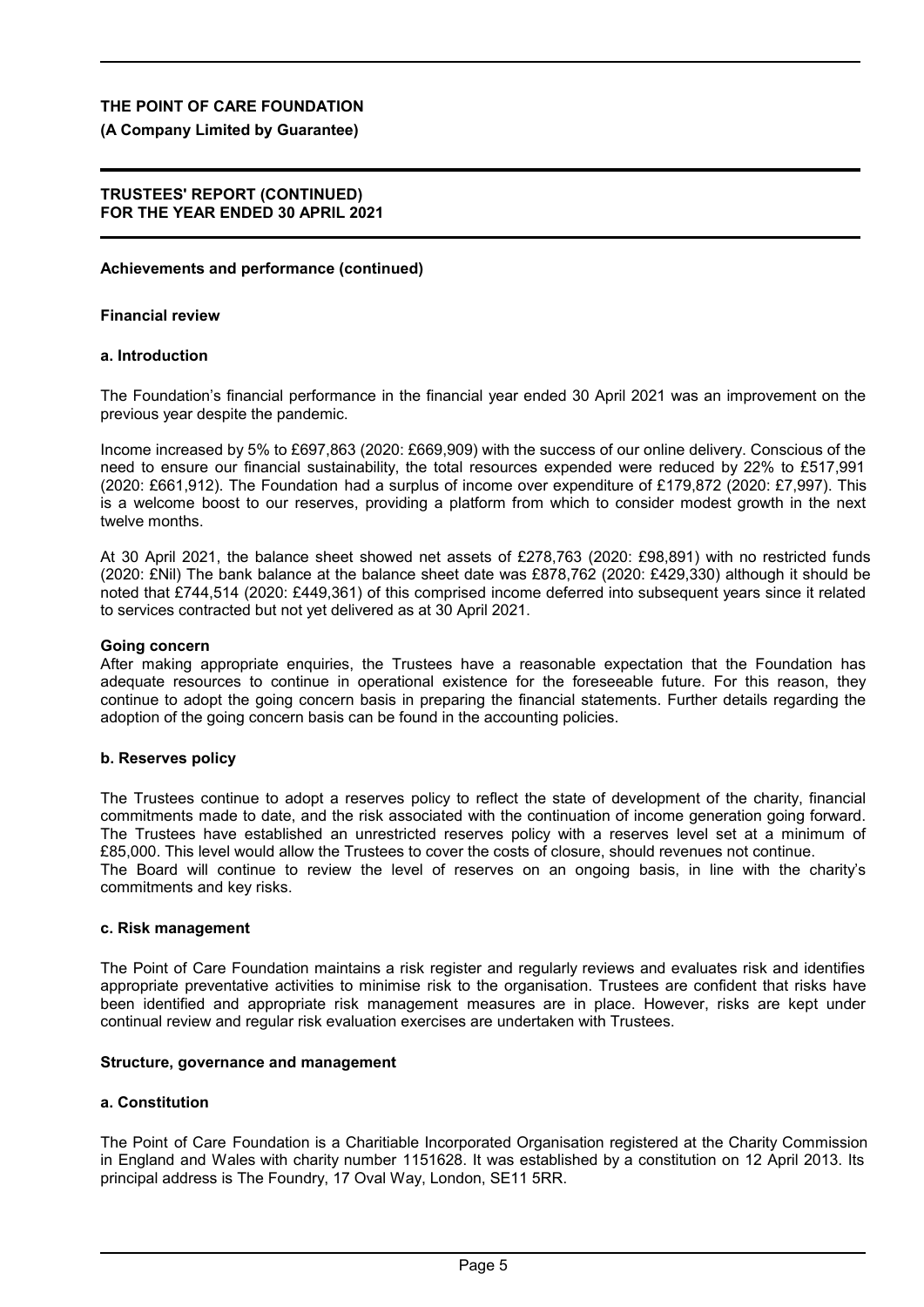## Achievements and performance (continued)

### Financial review

#### a. Introduction

The Foundation's financial performance in the financial year ended 30 April 2021 was an improvement on the previous year despite the pandemic.

Income increased by 5% to £697,863 (2020: £669,909) with the success of our online delivery. Conscious of the need to ensure our financial sustainability, the total resources expended were reduced by 22% to £517,991 (2020: £661,912). The Foundation had a surplus of income over expenditure of £179,872 (2020: £7,997). This is a welcome boost to our reserves, providing a platform from which to consider modest growth in the next twelve months.

At 30 April 2021, the balance sheet showed net assets of £278,763 (2020: £98,891) with no restricted funds (2020: £Nil) The bank balance at the balance sheet date was £878,762 (2020: £429,330) although it should be noted that £744,514 (2020: £449,361) of this comprised income deferred into subsequent years since it related to services contracted but not yet delivered as at 30 April 2021.

**Going concern**

After making appropriate enquiries, the Trustees have a reasonable expectation that the Foundation has adequate resources to continue in operational existence for the foreseeable future. For this reason, they continue to adopt the going concern basis in preparing the financial statements. Further details regarding the adoption of the going concern basis can be found in the accounting policies.

#### b. Reserves policy

The Trustees continue to adopt a reserves policy to reflect the state of development of the charity, financial commitments made to date, and the risk associated with the continuation of income generation going forward. The Trustees have established an unrestricted reserves policy with a reserves level set at a minimum of £85,000. This level would allow the Trustees to cover the costs of closure, should revenues not continue.
The Board will continue to review the level of reserves on an ongoing basis, in line with the charity's commitments and key risks.

#### c. Risk management

The Point of Care Foundation maintains a risk register and regularly reviews and evaluates risk and identifies appropriate preventative activities to minimise risk to the organisation. Trustees are confident that risks have been identified and appropriate risk management measures are in place. However, risks are kept under continual review and regular risk evaluation exercises are undertaken with Trustees.

## Structure, governance and management

#### a. Constitution

The Point of Care Foundation is a Charitiable Incorporated Organisation registered at the Charity Commission in England and Wales with charity number 1151628. It was established by a constitution on 12 April 2013. Its principal address is The Foundry, 17 Oval Way, London, SE11 5RR.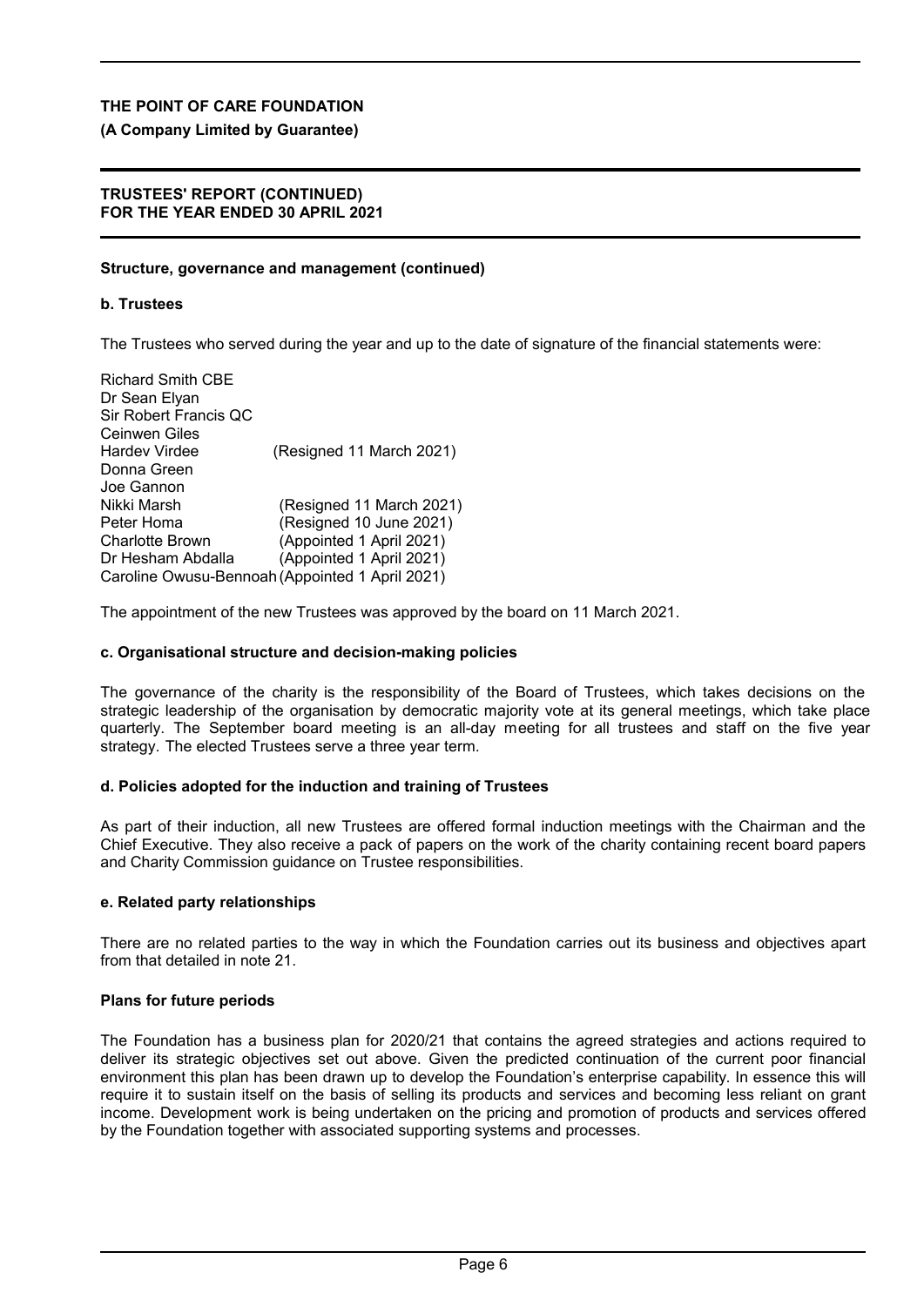**THE POINT OF CARE FOUNDATION**

**(A Company Limited by Guarantee)**

**TRUSTEES' REPORT (CONTINUED)**
**FOR THE YEAR ENDED 30 APRIL 2021**

**Structure, governance and management (continued)**

**b. Trustees**

The Trustees who served during the year and up to the date of signature of the financial statements were:

| | |
|---|---|
| Richard Smith CBE | |
| Dr Sean Elyan | |
| Sir Robert Francis QC | |
| Ceinwen Giles | |
| Hardev Virdee | (Resigned 11 March 2021) |
| Donna Green | |
| Joe Gannon | |
| Nikki Marsh | (Resigned 11 March 2021) |
| Peter Homa | (Resigned 10 June 2021) |
| Charlotte Brown | (Appointed 1 April 2021) |
| Dr Hesham Abdalla | (Appointed 1 April 2021) |
| Caroline Owusu-Bennoah | (Appointed 1 April 2021) |

The appointment of the new Trustees was approved by the board on 11 March 2021.

**c. Organisational structure and decision-making policies**

The governance of the charity is the responsibility of the Board of Trustees, which takes decisions on the strategic leadership of the organisation by democratic majority vote at its general meetings, which take place quarterly. The September board meeting is an all-day meeting for all trustees and staff on the five year strategy. The elected Trustees serve a three year term.

**d. Policies adopted for the induction and training of Trustees**

As part of their induction, all new Trustees are offered formal induction meetings with the Chairman and the Chief Executive. They also receive a pack of papers on the work of the charity containing recent board papers and Charity Commission guidance on Trustee responsibilities.

**e. Related party relationships**

There are no related parties to the way in which the Foundation carries out its business and objectives apart from that detailed in note 21.

**Plans for future periods**

The Foundation has a business plan for 2020/21 that contains the agreed strategies and actions required to deliver its strategic objectives set out above. Given the predicted continuation of the current poor financial environment this plan has been drawn up to develop the Foundation's enterprise capability. In essence this will require it to sustain itself on the basis of selling its products and services and becoming less reliant on grant income. Development work is being undertaken on the pricing and promotion of products and services offered by the Foundation together with associated supporting systems and processes.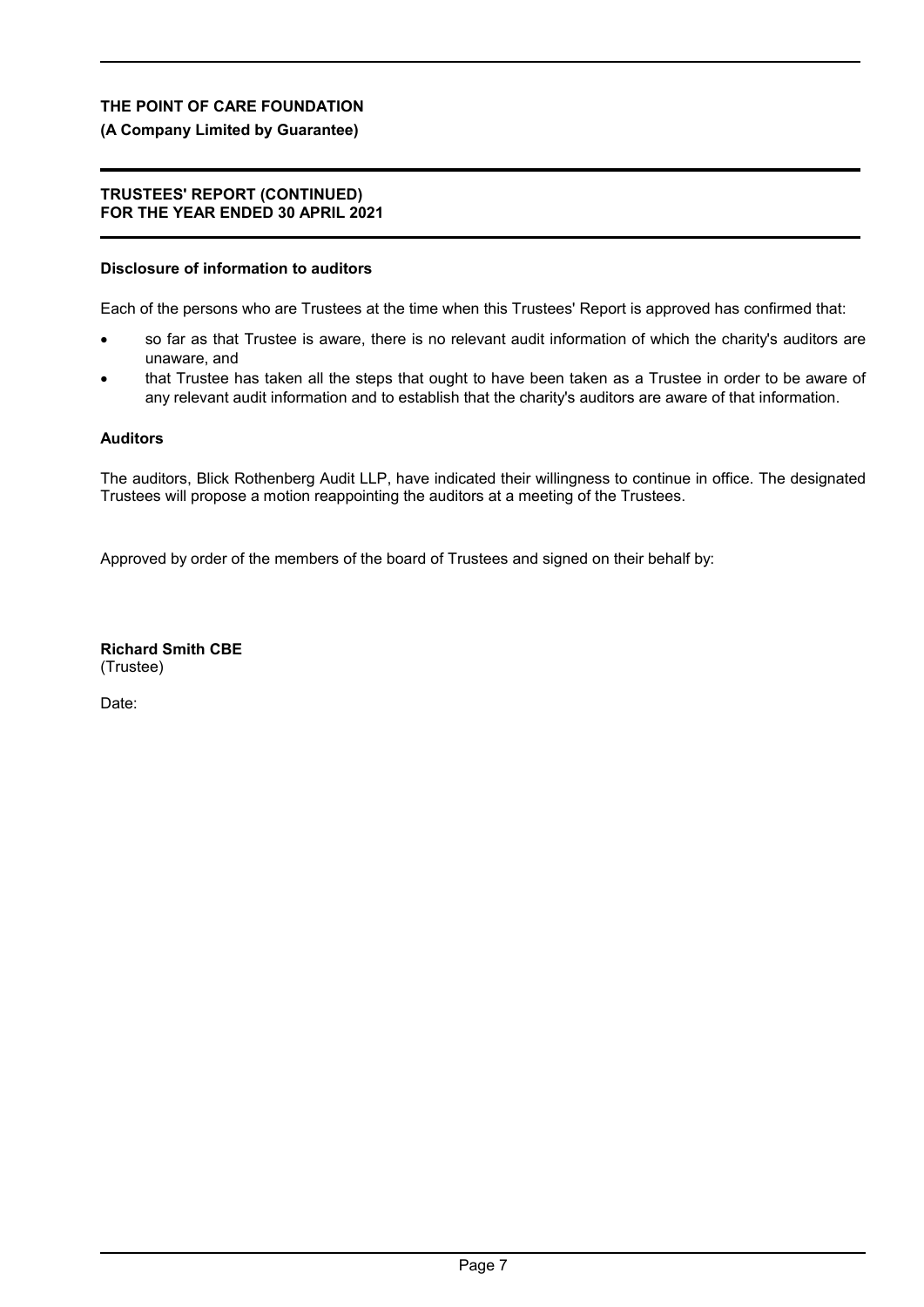**THE POINT OF CARE FOUNDATION**

**(A Company Limited by Guarantee)**

**TRUSTEES' REPORT (CONTINUED)**
**FOR THE YEAR ENDED 30 APRIL 2021**

### Disclosure of information to auditors

Each of the persons who are Trustees at the time when this Trustees' Report is approved has confirmed that:

- so far as that Trustee is aware, there is no relevant audit information of which the charity's auditors are unaware, and
- that Trustee has taken all the steps that ought to have been taken as a Trustee in order to be aware of any relevant audit information and to establish that the charity's auditors are aware of that information.

### Auditors

The auditors, Blick Rothenberg Audit LLP, have indicated their willingness to continue in office. The designated Trustees will propose a motion reappointing the auditors at a meeting of the Trustees.

Approved by order of the members of the board of Trustees and signed on their behalf by:

**Richard Smith CBE**
(Trustee)

Date: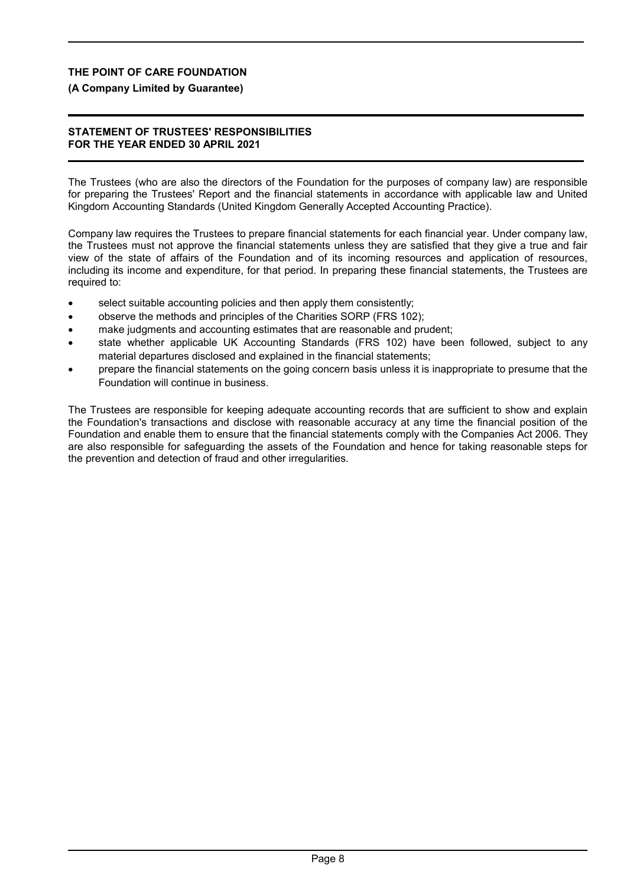**THE POINT OF CARE FOUNDATION**

**(A Company Limited by Guarantee)**

**STATEMENT OF TRUSTEES' RESPONSIBILITIES FOR THE YEAR ENDED 30 APRIL 2021**

The Trustees (who are also the directors of the Foundation for the purposes of company law) are responsible for preparing the Trustees' Report and the financial statements in accordance with applicable law and United Kingdom Accounting Standards (United Kingdom Generally Accepted Accounting Practice).

Company law requires the Trustees to prepare financial statements for each financial year. Under company law, the Trustees must not approve the financial statements unless they are satisfied that they give a true and fair view of the state of affairs of the Foundation and of its incoming resources and application of resources, including its income and expenditure, for that period. In preparing these financial statements, the Trustees are required to:

- select suitable accounting policies and then apply them consistently;
- observe the methods and principles of the Charities SORP (FRS 102);
- make judgments and accounting estimates that are reasonable and prudent;
- state whether applicable UK Accounting Standards (FRS 102) have been followed, subject to any material departures disclosed and explained in the financial statements;
- prepare the financial statements on the going concern basis unless it is inappropriate to presume that the Foundation will continue in business.

The Trustees are responsible for keeping adequate accounting records that are sufficient to show and explain the Foundation's transactions and disclose with reasonable accuracy at any time the financial position of the Foundation and enable them to ensure that the financial statements comply with the Companies Act 2006. They are also responsible for safeguarding the assets of the Foundation and hence for taking reasonable steps for the prevention and detection of fraud and other irregularities.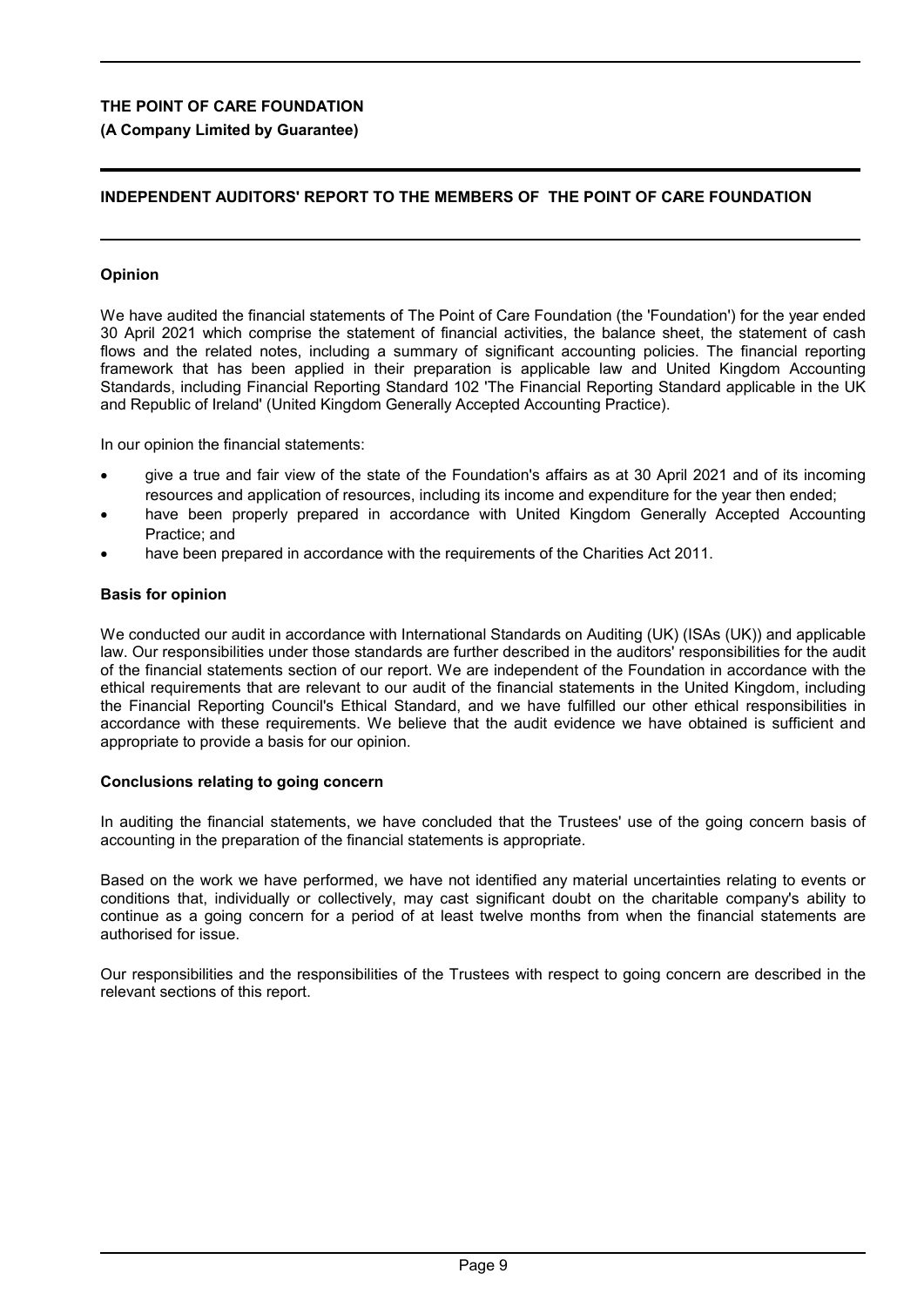# THE POINT OF CARE FOUNDATION

**(A Company Limited by Guarantee)**

## INDEPENDENT AUDITORS' REPORT TO THE MEMBERS OF THE POINT OF CARE FOUNDATION

### Opinion

We have audited the financial statements of The Point of Care Foundation (the 'Foundation') for the year ended 30 April 2021 which comprise the statement of financial activities, the balance sheet, the statement of cash flows and the related notes, including a summary of significant accounting policies. The financial reporting framework that has been applied in their preparation is applicable law and United Kingdom Accounting Standards, including Financial Reporting Standard 102 'The Financial Reporting Standard applicable in the UK and Republic of Ireland' (United Kingdom Generally Accepted Accounting Practice).

In our opinion the financial statements:

- give a true and fair view of the state of the Foundation's affairs as at 30 April 2021 and of its incoming resources and application of resources, including its income and expenditure for the year then ended;
- have been properly prepared in accordance with United Kingdom Generally Accepted Accounting Practice; and
- have been prepared in accordance with the requirements of the Charities Act 2011.

### Basis for opinion

We conducted our audit in accordance with International Standards on Auditing (UK) (ISAs (UK)) and applicable law. Our responsibilities under those standards are further described in the auditors' responsibilities for the audit of the financial statements section of our report. We are independent of the Foundation in accordance with the ethical requirements that are relevant to our audit of the financial statements in the United Kingdom, including the Financial Reporting Council's Ethical Standard, and we have fulfilled our other ethical responsibilities in accordance with these requirements. We believe that the audit evidence we have obtained is sufficient and appropriate to provide a basis for our opinion.

### Conclusions relating to going concern

In auditing the financial statements, we have concluded that the Trustees' use of the going concern basis of accounting in the preparation of the financial statements is appropriate.

Based on the work we have performed, we have not identified any material uncertainties relating to events or conditions that, individually or collectively, may cast significant doubt on the charitable company's ability to continue as a going concern for a period of at least twelve months from when the financial statements are authorised for issue.

Our responsibilities and the responsibilities of the Trustees with respect to going concern are described in the relevant sections of this report.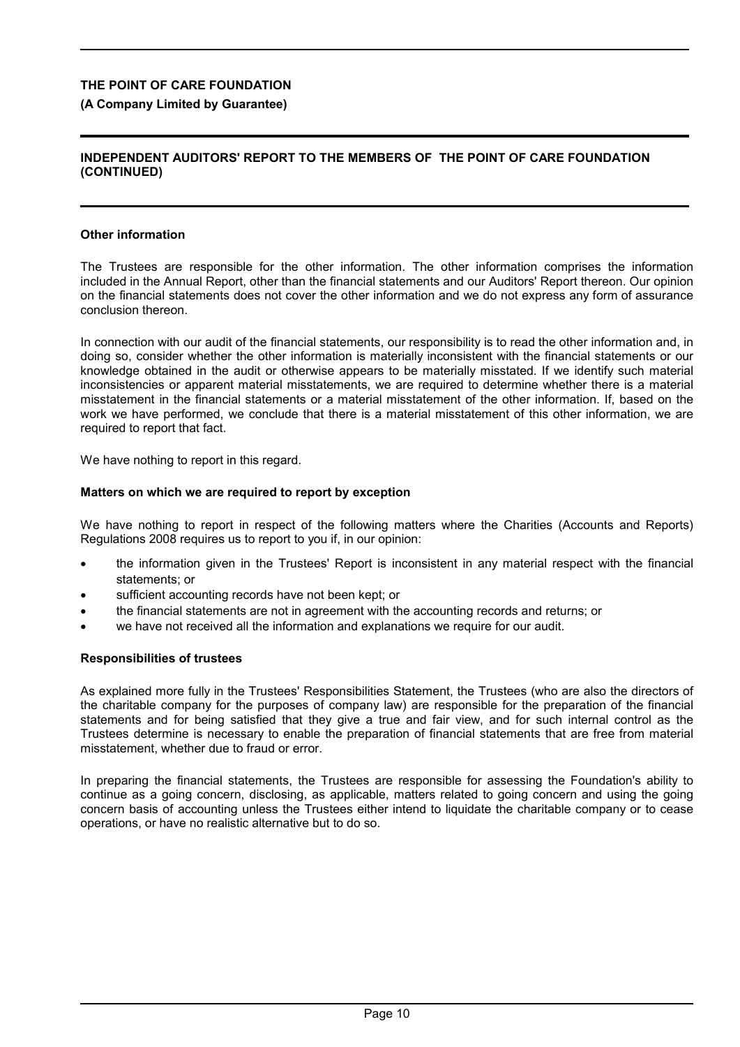## Other information

The Trustees are responsible for the other information. The other information comprises the information included in the Annual Report, other than the financial statements and our Auditors' Report thereon. Our opinion on the financial statements does not cover the other information and we do not express any form of assurance conclusion thereon.

In connection with our audit of the financial statements, our responsibility is to read the other information and, in doing so, consider whether the other information is materially inconsistent with the financial statements or our knowledge obtained in the audit or otherwise appears to be materially misstated. If we identify such material inconsistencies or apparent material misstatements, we are required to determine whether there is a material misstatement in the financial statements or a material misstatement of the other information. If, based on the work we have performed, we conclude that there is a material misstatement of this other information, we are required to report that fact.

We have nothing to report in this regard.

## Matters on which we are required to report by exception

We have nothing to report in respect of the following matters where the Charities (Accounts and Reports) Regulations 2008 requires us to report to you if, in our opinion:

- the information given in the Trustees' Report is inconsistent in any material respect with the financial statements; or
- sufficient accounting records have not been kept; or
- the financial statements are not in agreement with the accounting records and returns; or
- we have not received all the information and explanations we require for our audit.

## Responsibilities of trustees

As explained more fully in the Trustees' Responsibilities Statement, the Trustees (who are also the directors of the charitable company for the purposes of company law) are responsible for the preparation of the financial statements and for being satisfied that they give a true and fair view, and for such internal control as the Trustees determine is necessary to enable the preparation of financial statements that are free from material misstatement, whether due to fraud or error.

In preparing the financial statements, the Trustees are responsible for assessing the Foundation's ability to continue as a going concern, disclosing, as applicable, matters related to going concern and using the going concern basis of accounting unless the Trustees either intend to liquidate the charitable company or to cease operations, or have no realistic alternative but to do so.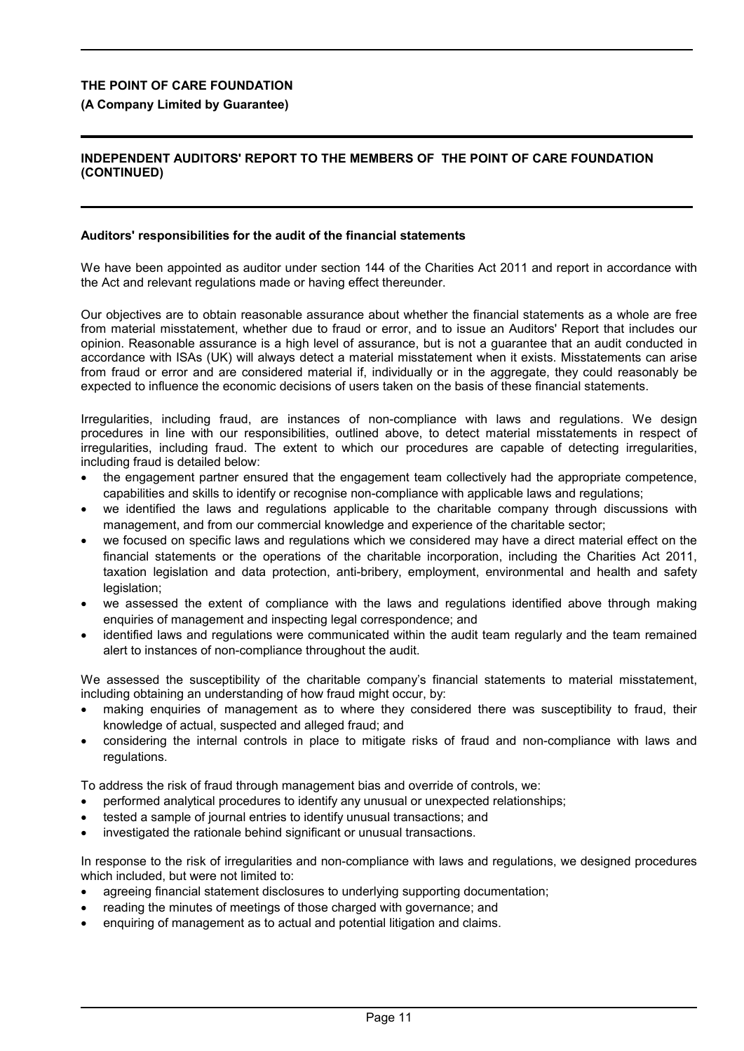**THE POINT OF CARE FOUNDATION**

**(A Company Limited by Guarantee)**

**INDEPENDENT AUDITORS' REPORT TO THE MEMBERS OF THE POINT OF CARE FOUNDATION (CONTINUED)**

**Auditors' responsibilities for the audit of the financial statements**

We have been appointed as auditor under section 144 of the Charities Act 2011 and report in accordance with the Act and relevant regulations made or having effect thereunder.

Our objectives are to obtain reasonable assurance about whether the financial statements as a whole are free from material misstatement, whether due to fraud or error, and to issue an Auditors' Report that includes our opinion. Reasonable assurance is a high level of assurance, but is not a guarantee that an audit conducted in accordance with ISAs (UK) will always detect a material misstatement when it exists. Misstatements can arise from fraud or error and are considered material if, individually or in the aggregate, they could reasonably be expected to influence the economic decisions of users taken on the basis of these financial statements.

Irregularities, including fraud, are instances of non-compliance with laws and regulations. We design procedures in line with our responsibilities, outlined above, to detect material misstatements in respect of irregularities, including fraud. The extent to which our procedures are capable of detecting irregularities, including fraud is detailed below:

- the engagement partner ensured that the engagement team collectively had the appropriate competence, capabilities and skills to identify or recognise non-compliance with applicable laws and regulations;
- we identified the laws and regulations applicable to the charitable company through discussions with management, and from our commercial knowledge and experience of the charitable sector;
- we focused on specific laws and regulations which we considered may have a direct material effect on the financial statements or the operations of the charitable incorporation, including the Charities Act 2011, taxation legislation and data protection, anti-bribery, employment, environmental and health and safety legislation;
- we assessed the extent of compliance with the laws and regulations identified above through making enquiries of management and inspecting legal correspondence; and
- identified laws and regulations were communicated within the audit team regularly and the team remained alert to instances of non-compliance throughout the audit.

We assessed the susceptibility of the charitable company's financial statements to material misstatement, including obtaining an understanding of how fraud might occur, by:

- making enquiries of management as to where they considered there was susceptibility to fraud, their knowledge of actual, suspected and alleged fraud; and
- considering the internal controls in place to mitigate risks of fraud and non-compliance with laws and regulations.

To address the risk of fraud through management bias and override of controls, we:

- performed analytical procedures to identify any unusual or unexpected relationships;
- tested a sample of journal entries to identify unusual transactions; and
- investigated the rationale behind significant or unusual transactions.

In response to the risk of irregularities and non-compliance with laws and regulations, we designed procedures which included, but were not limited to:

- agreeing financial statement disclosures to underlying supporting documentation;
- reading the minutes of meetings of those charged with governance; and
- enquiring of management as to actual and potential litigation and claims.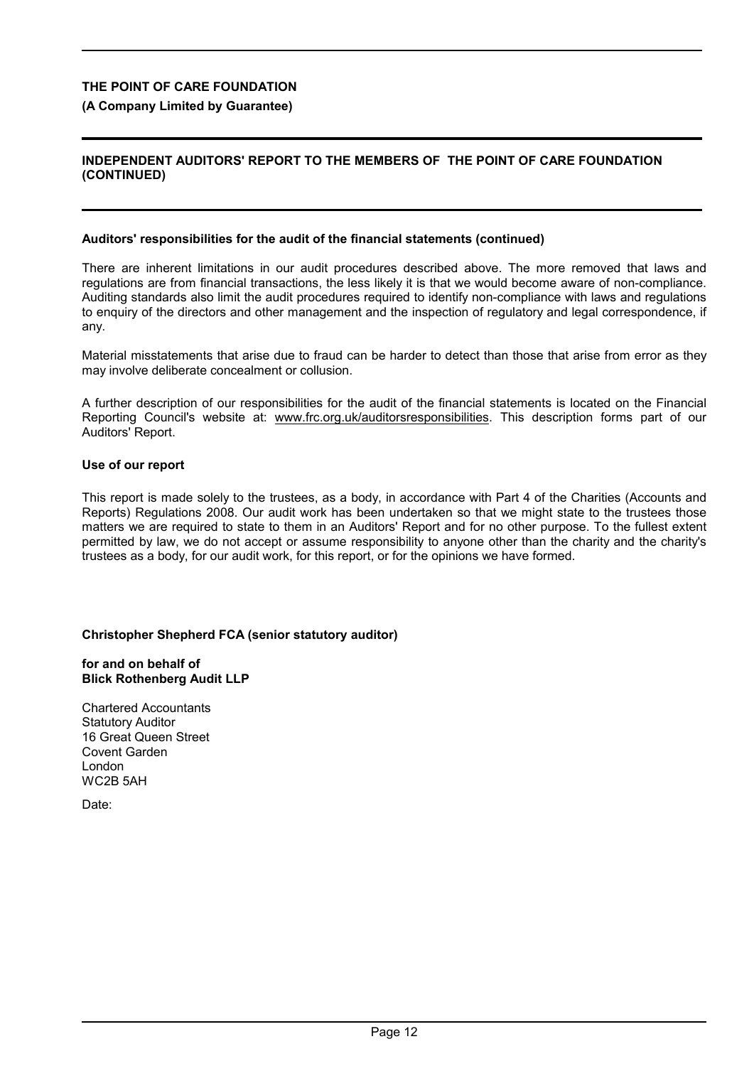**THE POINT OF CARE FOUNDATION**

**(A Company Limited by Guarantee)**

## INDEPENDENT AUDITORS' REPORT TO THE MEMBERS OF THE POINT OF CARE FOUNDATION (CONTINUED)

### Auditors' responsibilities for the audit of the financial statements (continued)

There are inherent limitations in our audit procedures described above. The more removed that laws and regulations are from financial transactions, the less likely it is that we would become aware of non-compliance. Auditing standards also limit the audit procedures required to identify non-compliance with laws and regulations to enquiry of the directors and other management and the inspection of regulatory and legal correspondence, if any.

Material misstatements that arise due to fraud can be harder to detect than those that arise from error as they may involve deliberate concealment or collusion.

A further description of our responsibilities for the audit of the financial statements is located on the Financial Reporting Council's website at: www.frc.org.uk/auditorsresponsibilities. This description forms part of our Auditors' Report.

### Use of our report

This report is made solely to the trustees, as a body, in accordance with Part 4 of the Charities (Accounts and Reports) Regulations 2008. Our audit work has been undertaken so that we might state to the trustees those matters we are required to state to them in an Auditors' Report and for no other purpose. To the fullest extent permitted by law, we do not accept or assume responsibility to anyone other than the charity and the charity's trustees as a body, for our audit work, for this report, or for the opinions we have formed.

**Christopher Shepherd FCA (senior statutory auditor)**

**for and on behalf of**
**Blick Rothenberg Audit LLP**

Chartered Accountants
Statutory Auditor
16 Great Queen Street
Covent Garden
London
WC2B 5AH

Date: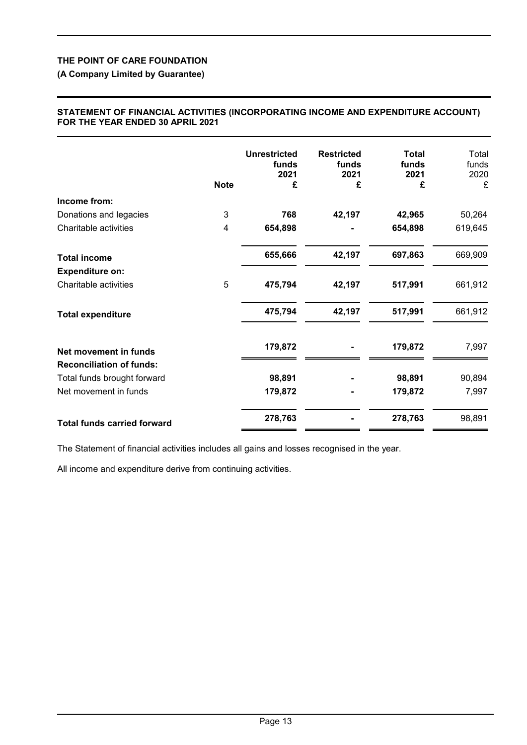**THE POINT OF CARE FOUNDATION**

**(A Company Limited by Guarantee)**

**STATEMENT OF FINANCIAL ACTIVITIES (INCORPORATING INCOME AND EXPENDITURE ACCOUNT) FOR THE YEAR ENDED 30 APRIL 2021**

| | Note | Unrestricted funds 2021 £ | Restricted funds 2021 £ | Total funds 2021 £ | Total funds 2020 £ |
|---|---|---|---|---|---|
| **Income from:** | | | | | |
| Donations and legacies | 3 | **768** | **42,197** | **42,965** | 50,264 |
| Charitable activities | 4 | **654,898** | **-** | **654,898** | 619,645 |
| **Total income** | | **655,666** | **42,197** | **697,863** | 669,909 |
| **Expenditure on:** | | | | | |
| Charitable activities | 5 | **475,794** | **42,197** | **517,991** | 661,912 |
| **Total expenditure** | | **475,794** | **42,197** | **517,991** | 661,912 |
| **Net movement in funds** | | **179,872** | **-** | **179,872** | 7,997 |
| **Reconciliation of funds:** | | | | | |
| Total funds brought forward | | **98,891** | **-** | **98,891** | 90,894 |
| Net movement in funds | | **179,872** | **-** | **179,872** | 7,997 |
| **Total funds carried forward** | | **278,763** | **-** | **278,763** | 98,891 |

The Statement of financial activities includes all gains and losses recognised in the year.

All income and expenditure derive from continuing activities.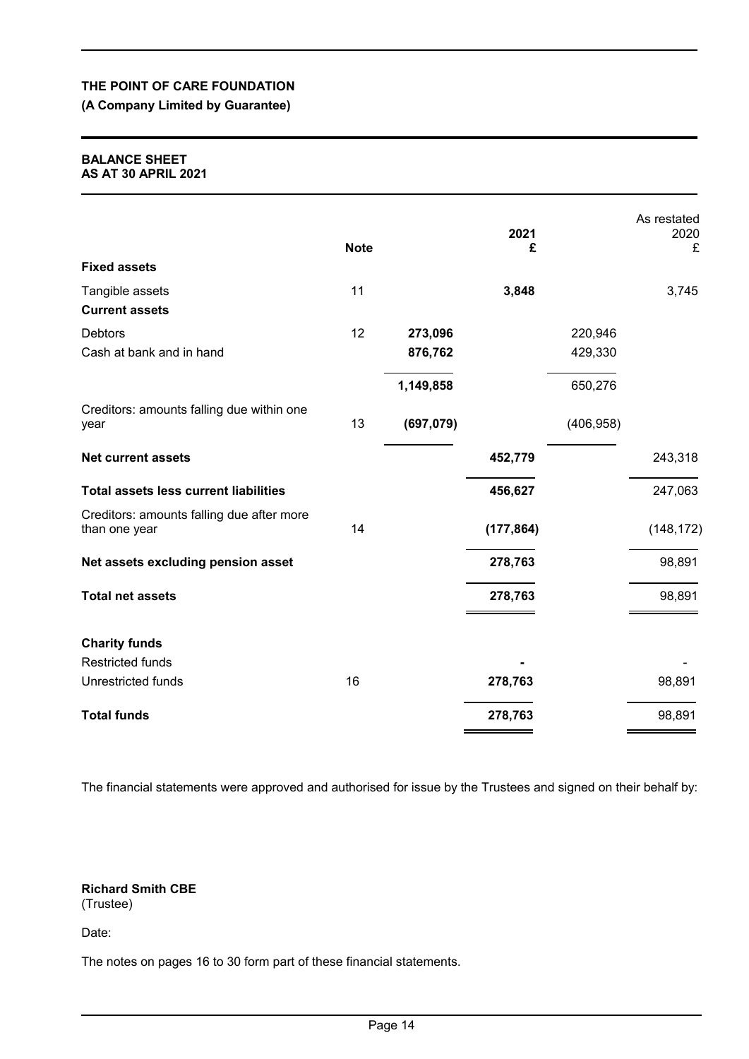**THE POINT OF CARE FOUNDATION**

**(A Company Limited by Guarantee)**

**BALANCE SHEET**
**AS AT 30 APRIL 2021**

| | Note | | 2021 £ | | As restated 2020 £ |
|---|---|---|---|---|---|
| **Fixed assets** | | | | | |
| Tangible assets | 11 | | **3,848** | | 3,745 |
| **Current assets** | | | | | |
| Debtors | 12 | **273,096** | | 220,946 | |
| Cash at bank and in hand | | **876,762** | | 429,330 | |
| | | **1,149,858** | | 650,276 | |
| Creditors: amounts falling due within one year | 13 | **(697,079)** | | (406,958) | |
| **Net current assets** | | | **452,779** | | 243,318 |
| **Total assets less current liabilities** | | | **456,627** | | 247,063 |
| Creditors: amounts falling due after more than one year | 14 | | **(177,864)** | | (148,172) |
| **Net assets excluding pension asset** | | | **278,763** | | 98,891 |
| **Total net assets** | | | **278,763** | | 98,891 |
| **Charity funds** | | | | | |
| Restricted funds | | | **-** | | - |
| Unrestricted funds | 16 | | **278,763** | | 98,891 |
| **Total funds** | | | **278,763** | | 98,891 |

The financial statements were approved and authorised for issue by the Trustees and signed on their behalf by:

**Richard Smith CBE**
(Trustee)

Date:

The notes on pages 16 to 30 form part of these financial statements.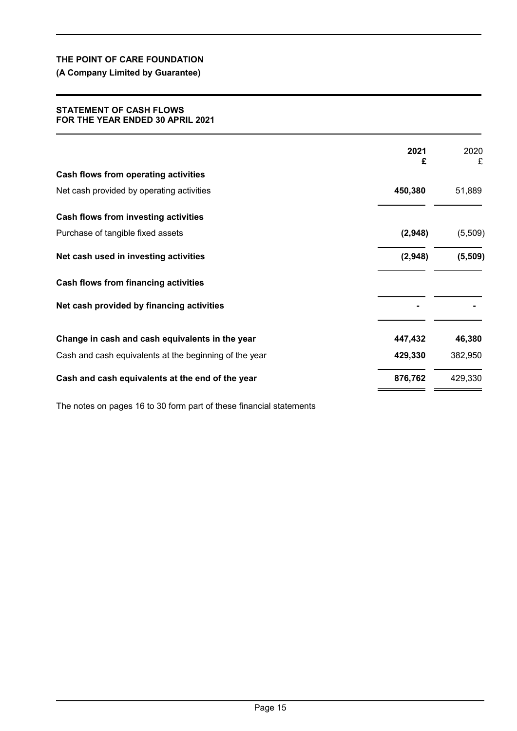**THE POINT OF CARE FOUNDATION**

**(A Company Limited by Guarantee)**

**STATEMENT OF CASH FLOWS**
**FOR THE YEAR ENDED 30 APRIL 2021**

| | **2021** **£** | 2020 £ |
|---|---|---|
| **Cash flows from operating activities** | | |
| Net cash provided by operating activities | **450,380** | 51,889 |
| **Cash flows from investing activities** | | |
| Purchase of tangible fixed assets | **(2,948)** | (5,509) |
| **Net cash used in investing activities** | **(2,948)** | **(5,509)** |
| **Cash flows from financing activities** | | |
| **Net cash provided by financing activities** | **-** | **-** |
| **Change in cash and cash equivalents in the year** | **447,432** | **46,380** |
| Cash and cash equivalents at the beginning of the year | **429,330** | 382,950 |
| **Cash and cash equivalents at the end of the year** | **876,762** | 429,330 |

The notes on pages 16 to 30 form part of these financial statements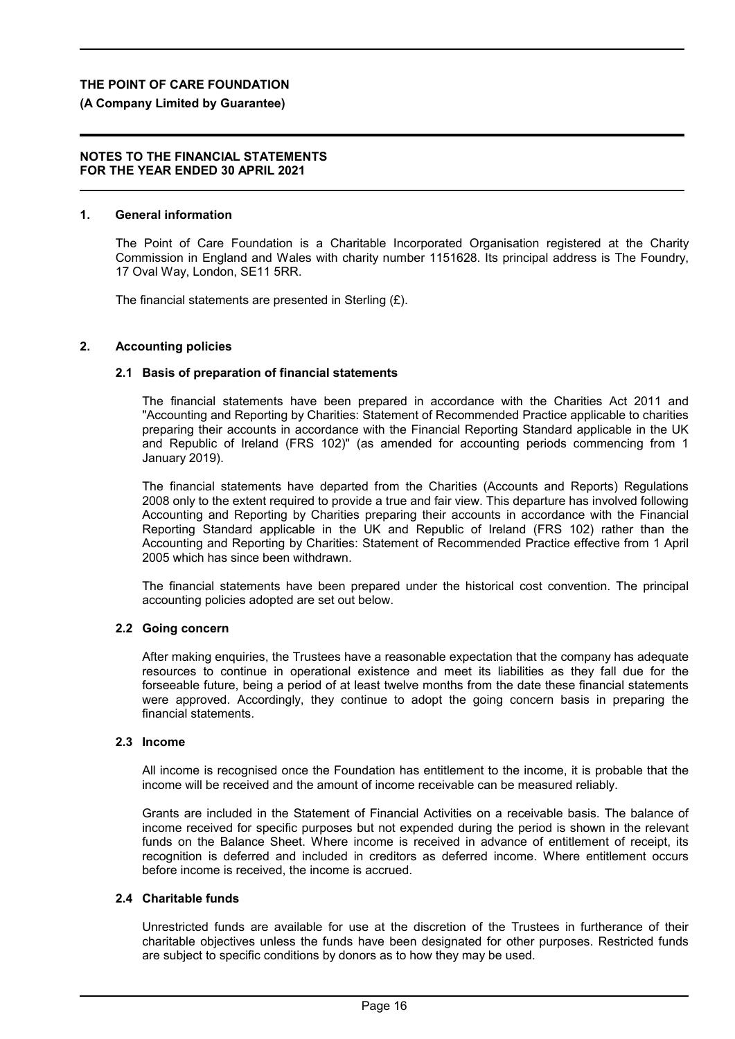# THE POINT OF CARE FOUNDATION

**(A Company Limited by Guarantee)**

**NOTES TO THE FINANCIAL STATEMENTS**
**FOR THE YEAR ENDED 30 APRIL 2021**

## 1. General information

The Point of Care Foundation is a Charitable Incorporated Organisation registered at the Charity Commission in England and Wales with charity number 1151628. Its principal address is The Foundry, 17 Oval Way, London, SE11 5RR.

The financial statements are presented in Sterling (£).

## 2. Accounting policies

### 2.1 Basis of preparation of financial statements

The financial statements have been prepared in accordance with the Charities Act 2011 and "Accounting and Reporting by Charities: Statement of Recommended Practice applicable to charities preparing their accounts in accordance with the Financial Reporting Standard applicable in the UK and Republic of Ireland (FRS 102)" (as amended for accounting periods commencing from 1 January 2019).

The financial statements have departed from the Charities (Accounts and Reports) Regulations 2008 only to the extent required to provide a true and fair view. This departure has involved following Accounting and Reporting by Charities preparing their accounts in accordance with the Financial Reporting Standard applicable in the UK and Republic of Ireland (FRS 102) rather than the Accounting and Reporting by Charities: Statement of Recommended Practice effective from 1 April 2005 which has since been withdrawn.

The financial statements have been prepared under the historical cost convention. The principal accounting policies adopted are set out below.

### 2.2 Going concern

After making enquiries, the Trustees have a reasonable expectation that the company has adequate resources to continue in operational existence and meet its liabilities as they fall due for the forseeable future, being a period of at least twelve months from the date these financial statements were approved. Accordingly, they continue to adopt the going concern basis in preparing the financial statements.

### 2.3 Income

All income is recognised once the Foundation has entitlement to the income, it is probable that the income will be received and the amount of income receivable can be measured reliably.

Grants are included in the Statement of Financial Activities on a receivable basis. The balance of income received for specific purposes but not expended during the period is shown in the relevant funds on the Balance Sheet. Where income is received in advance of entitlement of receipt, its recognition is deferred and included in creditors as deferred income. Where entitlement occurs before income is received, the income is accrued.

### 2.4 Charitable funds

Unrestricted funds are available for use at the discretion of the Trustees in furtherance of their charitable objectives unless the funds have been designated for other purposes. Restricted funds are subject to specific conditions by donors as to how they may be used.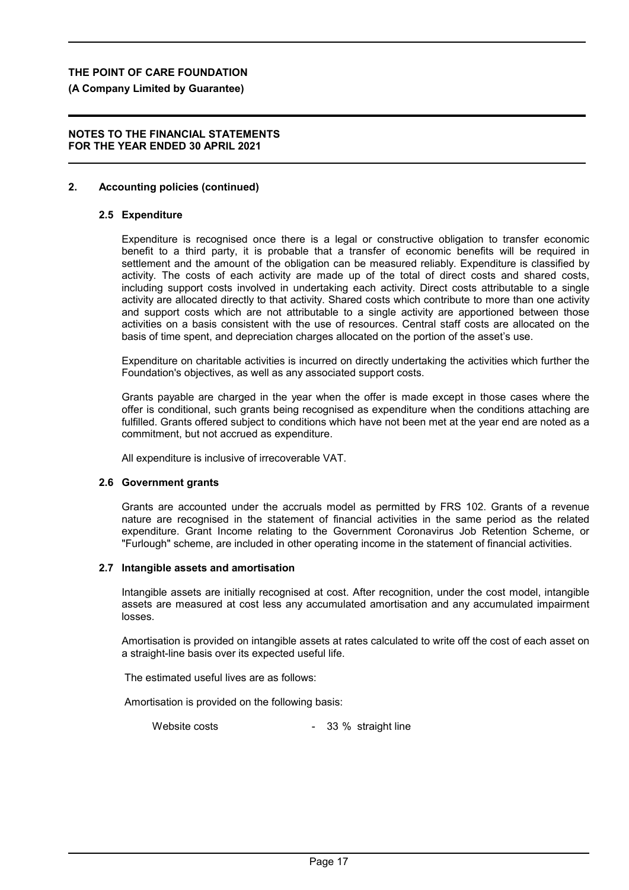## 2. Accounting policies (continued)

### 2.5 Expenditure

Expenditure is recognised once there is a legal or constructive obligation to transfer economic benefit to a third party, it is probable that a transfer of economic benefits will be required in settlement and the amount of the obligation can be measured reliably. Expenditure is classified by activity. The costs of each activity are made up of the total of direct costs and shared costs, including support costs involved in undertaking each activity. Direct costs attributable to a single activity are allocated directly to that activity. Shared costs which contribute to more than one activity and support costs which are not attributable to a single activity are apportioned between those activities on a basis consistent with the use of resources. Central staff costs are allocated on the basis of time spent, and depreciation charges allocated on the portion of the asset's use.

Expenditure on charitable activities is incurred on directly undertaking the activities which further the Foundation's objectives, as well as any associated support costs.

Grants payable are charged in the year when the offer is made except in those cases where the offer is conditional, such grants being recognised as expenditure when the conditions attaching are fulfilled. Grants offered subject to conditions which have not been met at the year end are noted as a commitment, but not accrued as expenditure.

All expenditure is inclusive of irrecoverable VAT.

### 2.6 Government grants

Grants are accounted under the accruals model as permitted by FRS 102. Grants of a revenue nature are recognised in the statement of financial activities in the same period as the related expenditure. Grant Income relating to the Government Coronavirus Job Retention Scheme, or "Furlough" scheme, are included in other operating income in the statement of financial activities.

### 2.7 Intangible assets and amortisation

Intangible assets are initially recognised at cost. After recognition, under the cost model, intangible assets are measured at cost less any accumulated amortisation and any accumulated impairment losses.

Amortisation is provided on intangible assets at rates calculated to write off the cost of each asset on a straight-line basis over its expected useful life.

The estimated useful lives are as follows:

Amortisation is provided on the following basis:

| | |
|---|---|
| Website costs | - 33 % straight line |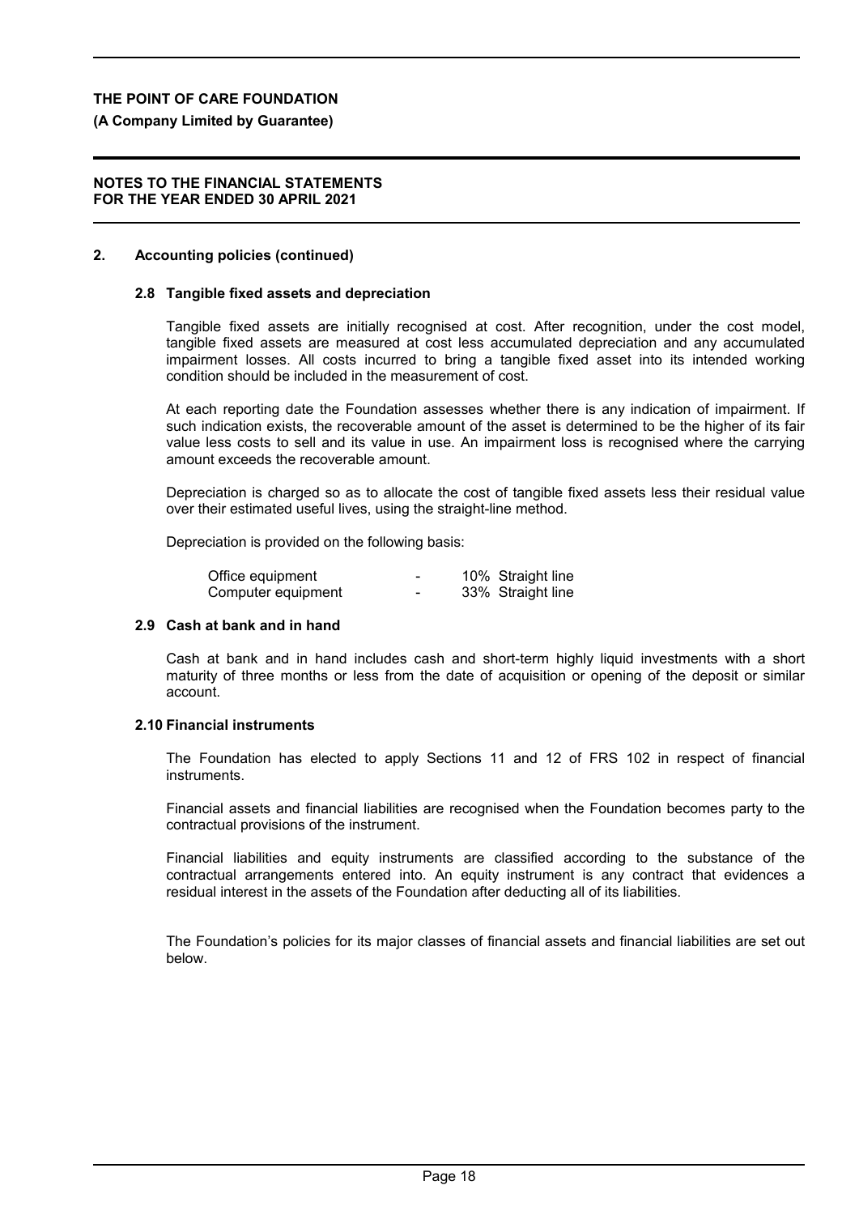**THE POINT OF CARE FOUNDATION**

**(A Company Limited by Guarantee)**

**NOTES TO THE FINANCIAL STATEMENTS**
**FOR THE YEAR ENDED 30 APRIL 2021**

## 2. Accounting policies (continued)

### 2.8 Tangible fixed assets and depreciation

Tangible fixed assets are initially recognised at cost. After recognition, under the cost model, tangible fixed assets are measured at cost less accumulated depreciation and any accumulated impairment losses. All costs incurred to bring a tangible fixed asset into its intended working condition should be included in the measurement of cost.

At each reporting date the Foundation assesses whether there is any indication of impairment. If such indication exists, the recoverable amount of the asset is determined to be the higher of its fair value less costs to sell and its value in use. An impairment loss is recognised where the carrying amount exceeds the recoverable amount.

Depreciation is charged so as to allocate the cost of tangible fixed assets less their residual value over their estimated useful lives, using the straight-line method.

Depreciation is provided on the following basis:

| | | |
|---|---|---|
| Office equipment | - | 10% Straight line |
| Computer equipment | - | 33% Straight line |

### 2.9 Cash at bank and in hand

Cash at bank and in hand includes cash and short-term highly liquid investments with a short maturity of three months or less from the date of acquisition or opening of the deposit or similar account.

### 2.10 Financial instruments

The Foundation has elected to apply Sections 11 and 12 of FRS 102 in respect of financial instruments.

Financial assets and financial liabilities are recognised when the Foundation becomes party to the contractual provisions of the instrument.

Financial liabilities and equity instruments are classified according to the substance of the contractual arrangements entered into. An equity instrument is any contract that evidences a residual interest in the assets of the Foundation after deducting all of its liabilities.

The Foundation's policies for its major classes of financial assets and financial liabilities are set out below.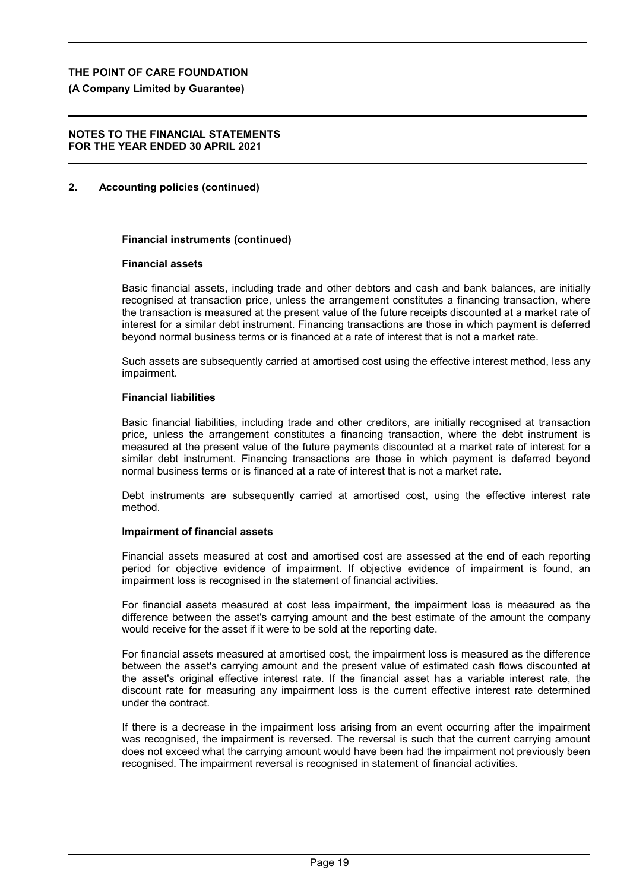## 2. Accounting policies (continued)

### Financial instruments (continued)

#### Financial assets

Basic financial assets, including trade and other debtors and cash and bank balances, are initially recognised at transaction price, unless the arrangement constitutes a financing transaction, where the transaction is measured at the present value of the future receipts discounted at a market rate of interest for a similar debt instrument. Financing transactions are those in which payment is deferred beyond normal business terms or is financed at a rate of interest that is not a market rate.

Such assets are subsequently carried at amortised cost using the effective interest method, less any impairment.

#### Financial liabilities

Basic financial liabilities, including trade and other creditors, are initially recognised at transaction price, unless the arrangement constitutes a financing transaction, where the debt instrument is measured at the present value of the future payments discounted at a market rate of interest for a similar debt instrument. Financing transactions are those in which payment is deferred beyond normal business terms or is financed at a rate of interest that is not a market rate.

Debt instruments are subsequently carried at amortised cost, using the effective interest rate method.

#### Impairment of financial assets

Financial assets measured at cost and amortised cost are assessed at the end of each reporting period for objective evidence of impairment. If objective evidence of impairment is found, an impairment loss is recognised in the statement of financial activities.

For financial assets measured at cost less impairment, the impairment loss is measured as the difference between the asset's carrying amount and the best estimate of the amount the company would receive for the asset if it were to be sold at the reporting date.

For financial assets measured at amortised cost, the impairment loss is measured as the difference between the asset's carrying amount and the present value of estimated cash flows discounted at the asset's original effective interest rate. If the financial asset has a variable interest rate, the discount rate for measuring any impairment loss is the current effective interest rate determined under the contract.

If there is a decrease in the impairment loss arising from an event occurring after the impairment was recognised, the impairment is reversed. The reversal is such that the current carrying amount does not exceed what the carrying amount would have been had the impairment not previously been recognised. The impairment reversal is recognised in statement of financial activities.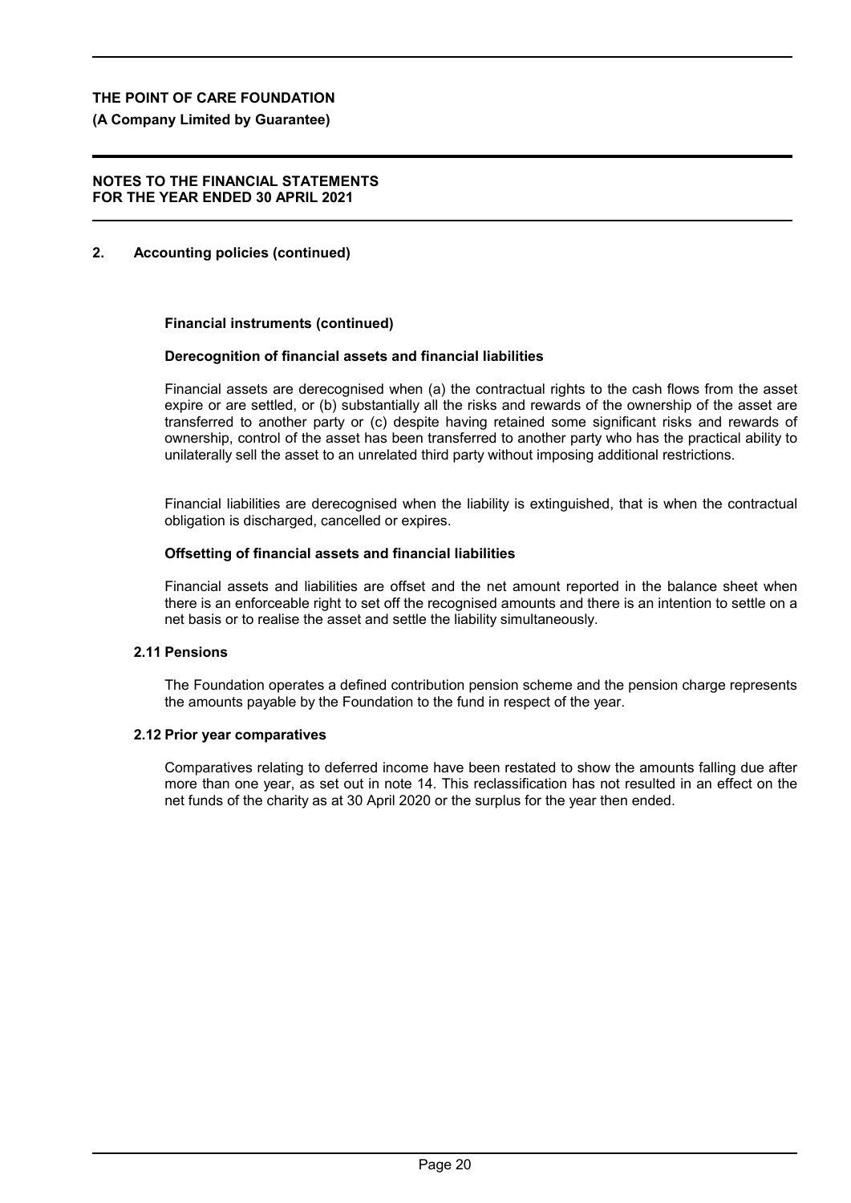## 2. Accounting policies (continued)

### Financial instruments (continued)

#### Derecognition of financial assets and financial liabilities

Financial assets are derecognised when (a) the contractual rights to the cash flows from the asset expire or are settled, or (b) substantially all the risks and rewards of the ownership of the asset are transferred to another party or (c) despite having retained some significant risks and rewards of ownership, control of the asset has been transferred to another party who has the practical ability to unilaterally sell the asset to an unrelated third party without imposing additional restrictions.

Financial liabilities are derecognised when the liability is extinguished, that is when the contractual obligation is discharged, cancelled or expires.

#### Offsetting of financial assets and financial liabilities

Financial assets and liabilities are offset and the net amount reported in the balance sheet when there is an enforceable right to set off the recognised amounts and there is an intention to settle on a net basis or to realise the asset and settle the liability simultaneously.

### 2.11 Pensions

The Foundation operates a defined contribution pension scheme and the pension charge represents the amounts payable by the Foundation to the fund in respect of the year.

### 2.12 Prior year comparatives

Comparatives relating to deferred income have been restated to show the amounts falling due after more than one year, as set out in note 14. This reclassification has not resulted in an effect on the net funds of the charity as at 30 April 2020 or the surplus for the year then ended.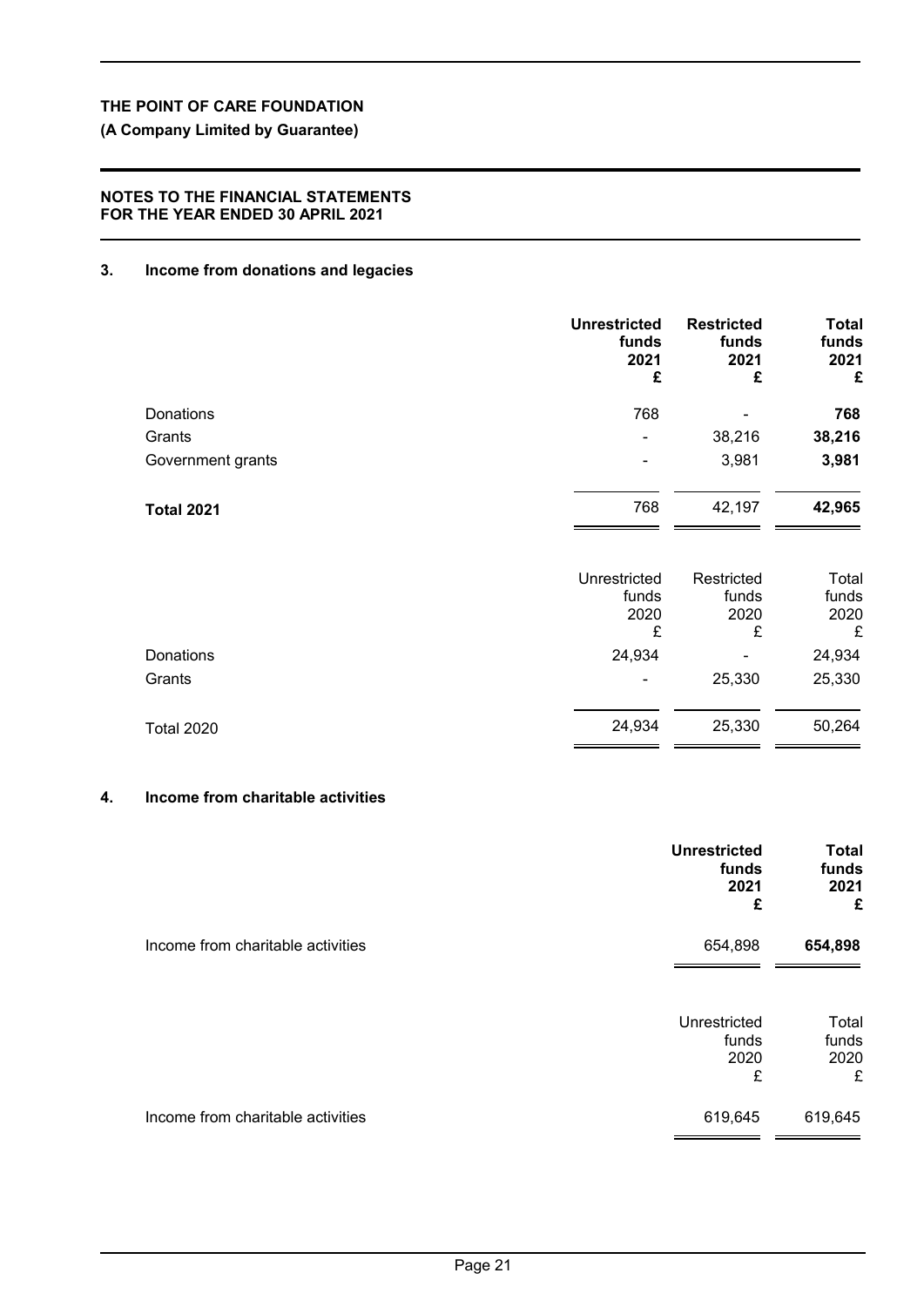### 3. Income from donations and legacies

| | Unrestricted funds 2021 £ | Restricted funds 2021 £ | Total funds 2021 £ |
|---|---|---|---|
| Donations | 768 | - | **768** |
| Grants | - | 38,216 | **38,216** |
| Government grants | - | 3,981 | **3,981** |
| **Total 2021** | 768 | 42,197 | **42,965** |

| | Unrestricted funds 2020 £ | Restricted funds 2020 £ | Total funds 2020 £ |
|---|---|---|---|
| Donations | 24,934 | - | 24,934 |
| Grants | - | 25,330 | 25,330 |
| Total 2020 | 24,934 | 25,330 | 50,264 |

### 4. Income from charitable activities

| | Unrestricted funds 2021 £ | Total funds 2021 £ |
|---|---|---|
| Income from charitable activities | 654,898 | **654,898** |

| | Unrestricted funds 2020 £ | Total funds 2020 £ |
|---|---|---|
| Income from charitable activities | 619,645 | 619,645 |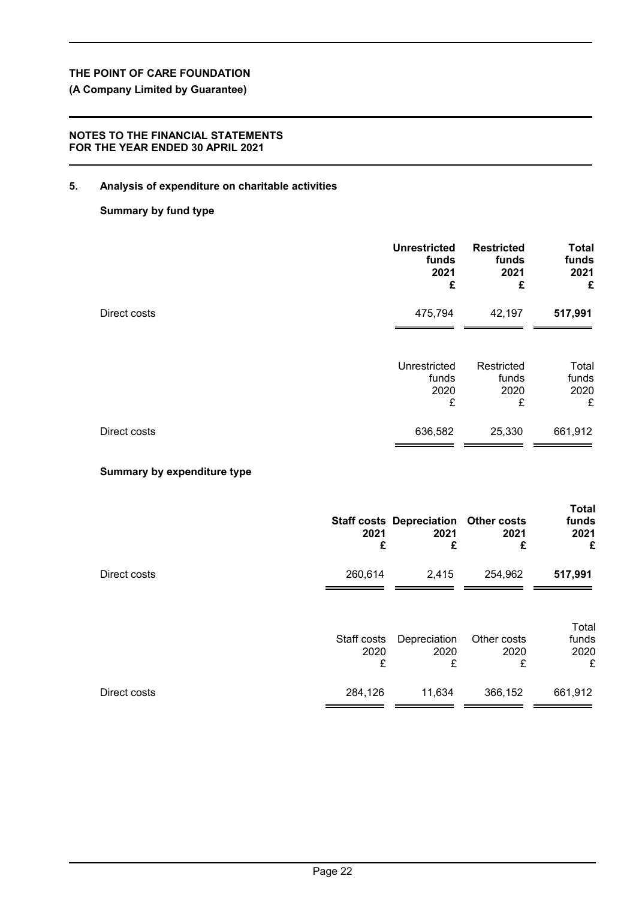**THE POINT OF CARE FOUNDATION**

**(A Company Limited by Guarantee)**

**NOTES TO THE FINANCIAL STATEMENTS**
**FOR THE YEAR ENDED 30 APRIL 2021**

## 5. Analysis of expenditure on charitable activities

### Summary by fund type

| | **Unrestricted funds 2021 £** | **Restricted funds 2021 £** | **Total funds 2021 £** |
|---|---|---|---|
| Direct costs | 475,794 | 42,197 | **517,991** |

| | Unrestricted funds 2020 £ | Restricted funds 2020 £ | Total funds 2020 £ |
|---|---|---|---|
| Direct costs | 636,582 | 25,330 | 661,912 |

### Summary by expenditure type

| | **Staff costs 2021 £** | **Depreciation 2021 £** | **Other costs 2021 £** | **Total funds 2021 £** |
|---|---|---|---|---|
| Direct costs | 260,614 | 2,415 | 254,962 | **517,991** |

| | Staff costs 2020 £ | Depreciation 2020 £ | Other costs 2020 £ | Total funds 2020 £ |
|---|---|---|---|---|
| Direct costs | 284,126 | 11,634 | 366,152 | 661,912 |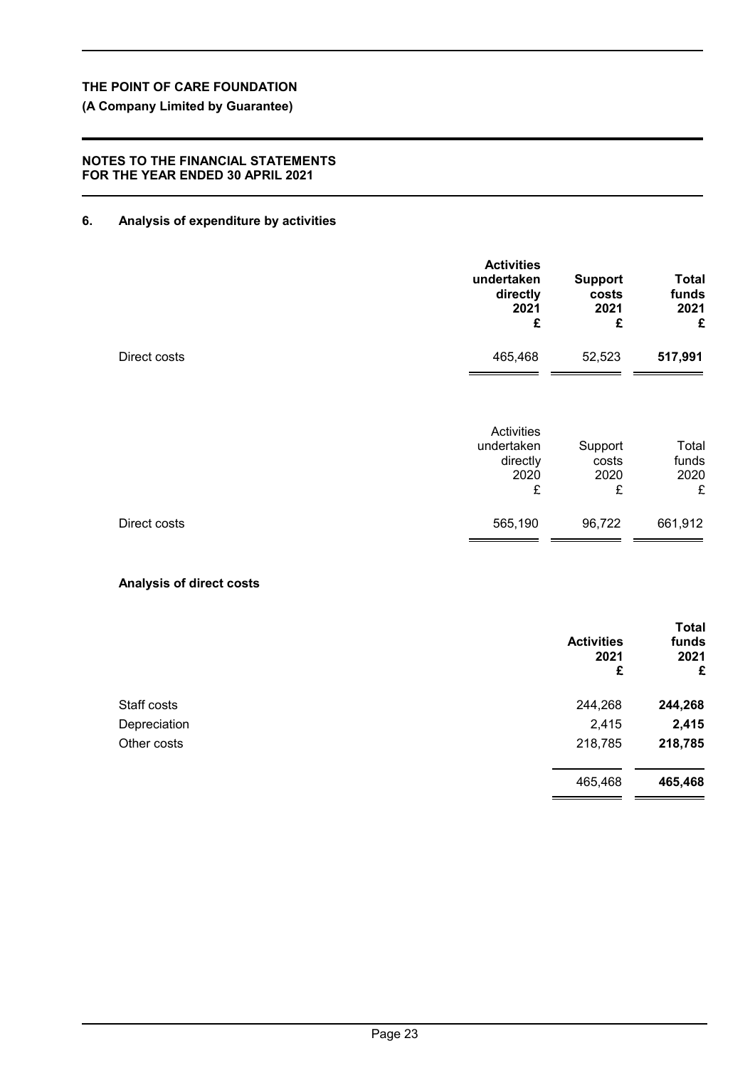**THE POINT OF CARE FOUNDATION**

**(A Company Limited by Guarantee)**

**NOTES TO THE FINANCIAL STATEMENTS**
**FOR THE YEAR ENDED 30 APRIL 2021**

## 6. Analysis of expenditure by activities

| | **Activities undertaken directly 2021 £** | **Support costs 2021 £** | **Total funds 2021 £** |
|---|---|---|---|
| Direct costs | 465,468 | 52,523 | **517,991** |

| | Activities undertaken directly 2020 £ | Support costs 2020 £ | Total funds 2020 £ |
|---|---|---|---|
| Direct costs | 565,190 | 96,722 | 661,912 |

### Analysis of direct costs

| | **Activities 2021 £** | **Total funds 2021 £** |
|---|---|---|
| Staff costs | 244,268 | **244,268** |
| Depreciation | 2,415 | **2,415** |
| Other costs | 218,785 | **218,785** |
| | 465,468 | **465,468** |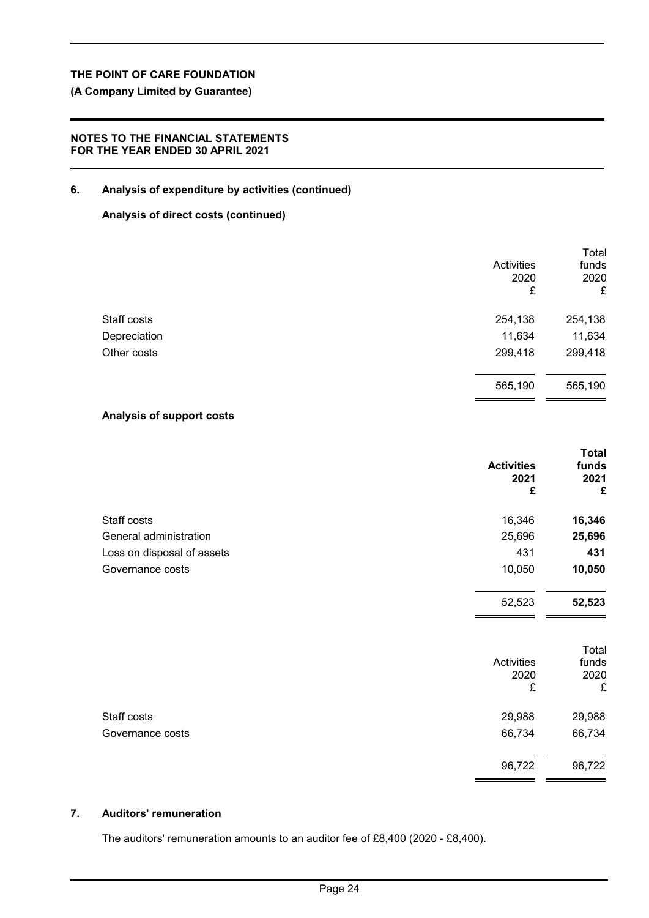## 6. Analysis of expenditure by activities (continued)

### Analysis of direct costs (continued)

| | Activities 2020 £ | Total funds 2020 £ |
|---|---|---|
| Staff costs | 254,138 | 254,138 |
| Depreciation | 11,634 | 11,634 |
| Other costs | 299,418 | 299,418 |
| | 565,190 | 565,190 |

### Analysis of support costs

| | **Activities 2021 £** | **Total funds 2021 £** |
|---|---|---|
| Staff costs | 16,346 | **16,346** |
| General administration | 25,696 | **25,696** |
| Loss on disposal of assets | 431 | **431** |
| Governance costs | 10,050 | **10,050** |
| | 52,523 | **52,523** |

| | Activities 2020 £ | Total funds 2020 £ |
|---|---|---|
| Staff costs | 29,988 | 29,988 |
| Governance costs | 66,734 | 66,734 |
| | 96,722 | 96,722 |

## 7. Auditors' remuneration

The auditors' remuneration amounts to an auditor fee of £8,400 (2020 - £8,400).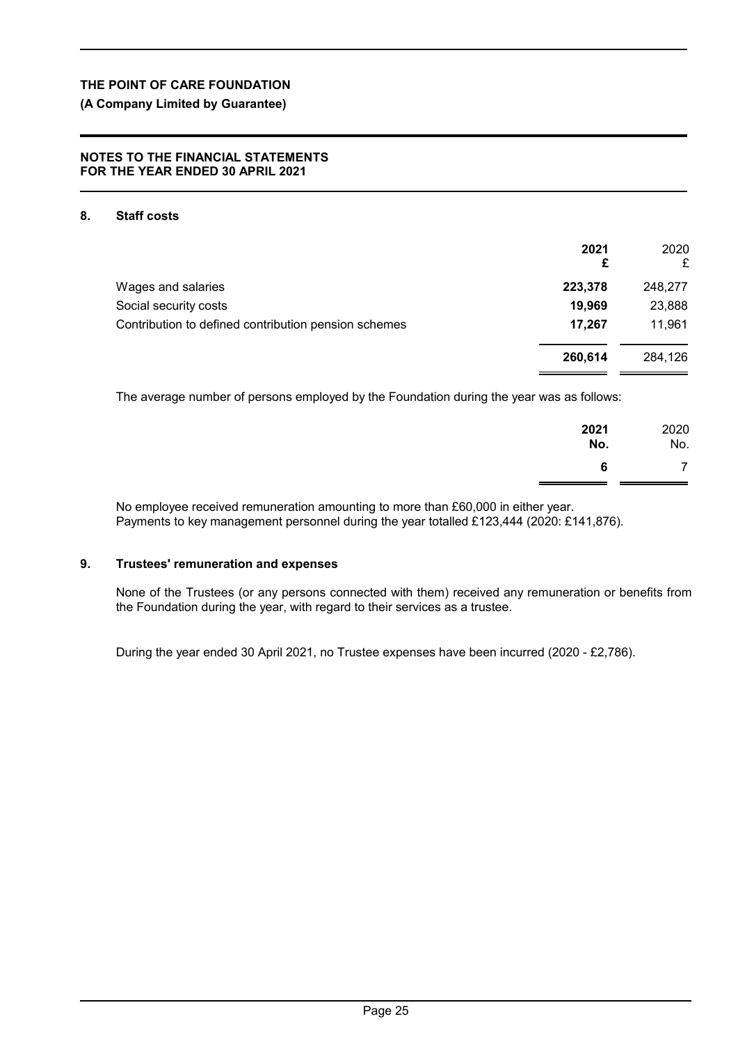# THE POINT OF CARE FOUNDATION

**(A Company Limited by Guarantee)**

**NOTES TO THE FINANCIAL STATEMENTS**
**FOR THE YEAR ENDED 30 APRIL 2021**

## 8. Staff costs

| | **2021** **£** | 2020 £ |
|---|---|---|
| Wages and salaries | **223,378** | 248,277 |
| Social security costs | **19,969** | 23,888 |
| Contribution to defined contribution pension schemes | **17,267** | 11,961 |
| | **260,614** | 284,126 |

The average number of persons employed by the Foundation during the year was as follows:

| | **2021** **No.** | 2020 No. |
|---|---|---|
| | **6** | 7 |

No employee received remuneration amounting to more than £60,000 in either year.
Payments to key management personnel during the year totalled £123,444 (2020: £141,876).

## 9. Trustees' remuneration and expenses

None of the Trustees (or any persons connected with them) received any remuneration or benefits from the Foundation during the year, with regard to their services as a trustee.

During the year ended 30 April 2021, no Trustee expenses have been incurred (2020 - £2,786).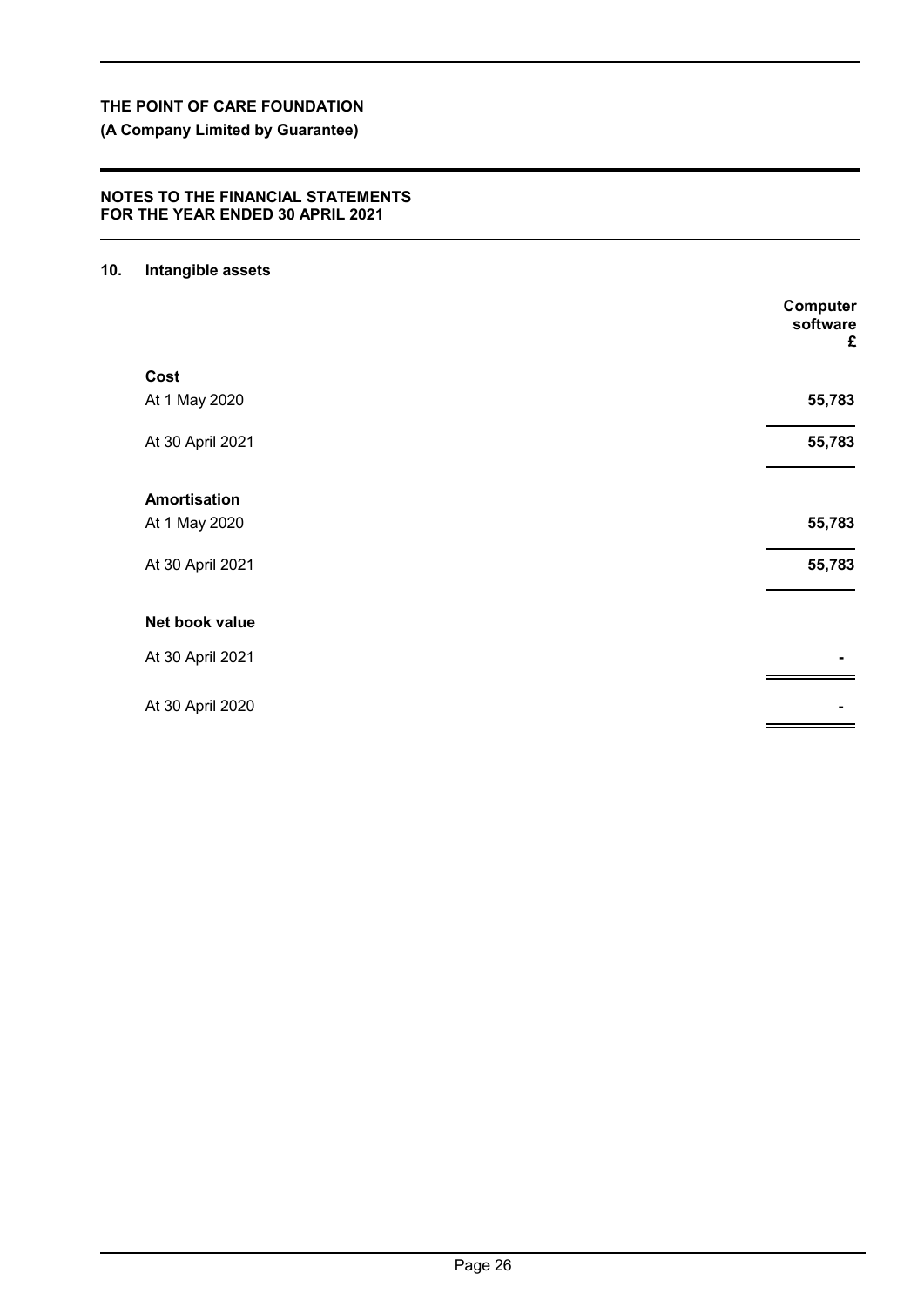# THE POINT OF CARE FOUNDATION

**(A Company Limited by Guarantee)**

**NOTES TO THE FINANCIAL STATEMENTS FOR THE YEAR ENDED 30 APRIL 2021**

## 10. Intangible assets

| | Computer software £ |
|---|---|
| **Cost** | |
| At 1 May 2020 | **55,783** |
| At 30 April 2021 | **55,783** |
| **Amortisation** | |
| At 1 May 2020 | **55,783** |
| At 30 April 2021 | **55,783** |
| **Net book value** | |
| At 30 April 2021 | **-** |
| At 30 April 2020 | - |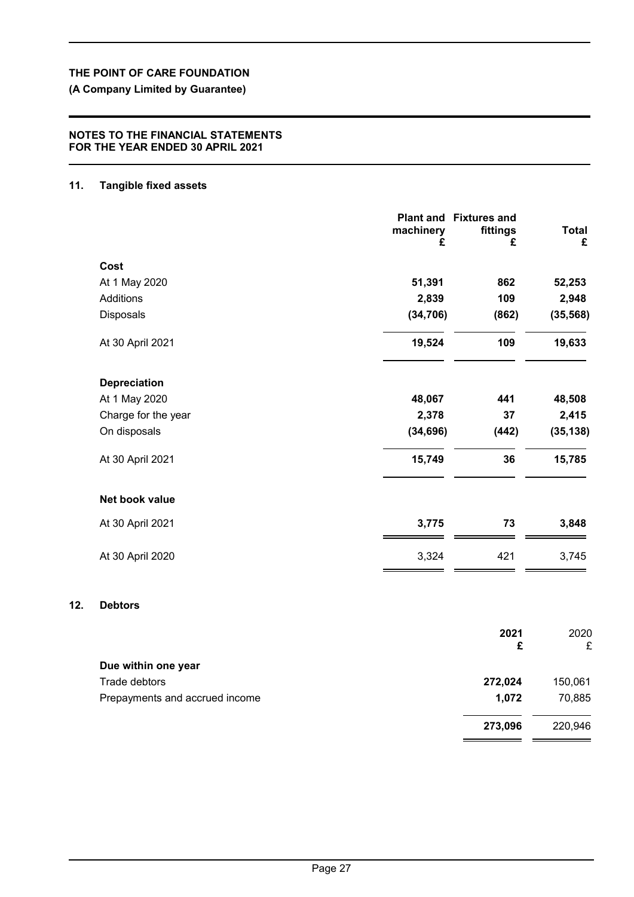**THE POINT OF CARE FOUNDATION**

**(A Company Limited by Guarantee)**

**NOTES TO THE FINANCIAL STATEMENTS**
**FOR THE YEAR ENDED 30 APRIL 2021**

## 11. Tangible fixed assets

| | Plant and machinery £ | Fixtures and fittings £ | Total £ |
|---|---|---|---|
| **Cost** | | | |
| At 1 May 2020 | **51,391** | **862** | **52,253** |
| Additions | **2,839** | **109** | **2,948** |
| Disposals | **(34,706)** | **(862)** | **(35,568)** |
| At 30 April 2021 | **19,524** | **109** | **19,633** |
| **Depreciation** | | | |
| At 1 May 2020 | **48,067** | **441** | **48,508** |
| Charge for the year | **2,378** | **37** | **2,415** |
| On disposals | **(34,696)** | **(442)** | **(35,138)** |
| At 30 April 2021 | **15,749** | **36** | **15,785** |
| **Net book value** | | | |
| At 30 April 2021 | **3,775** | **73** | **3,848** |
| At 30 April 2020 | 3,324 | 421 | 3,745 |

## 12. Debtors

| | 2021 £ | 2020 £ |
|---|---|---|
| **Due within one year** | | |
| Trade debtors | **272,024** | 150,061 |
| Prepayments and accrued income | **1,072** | 70,885 |
| | **273,096** | 220,946 |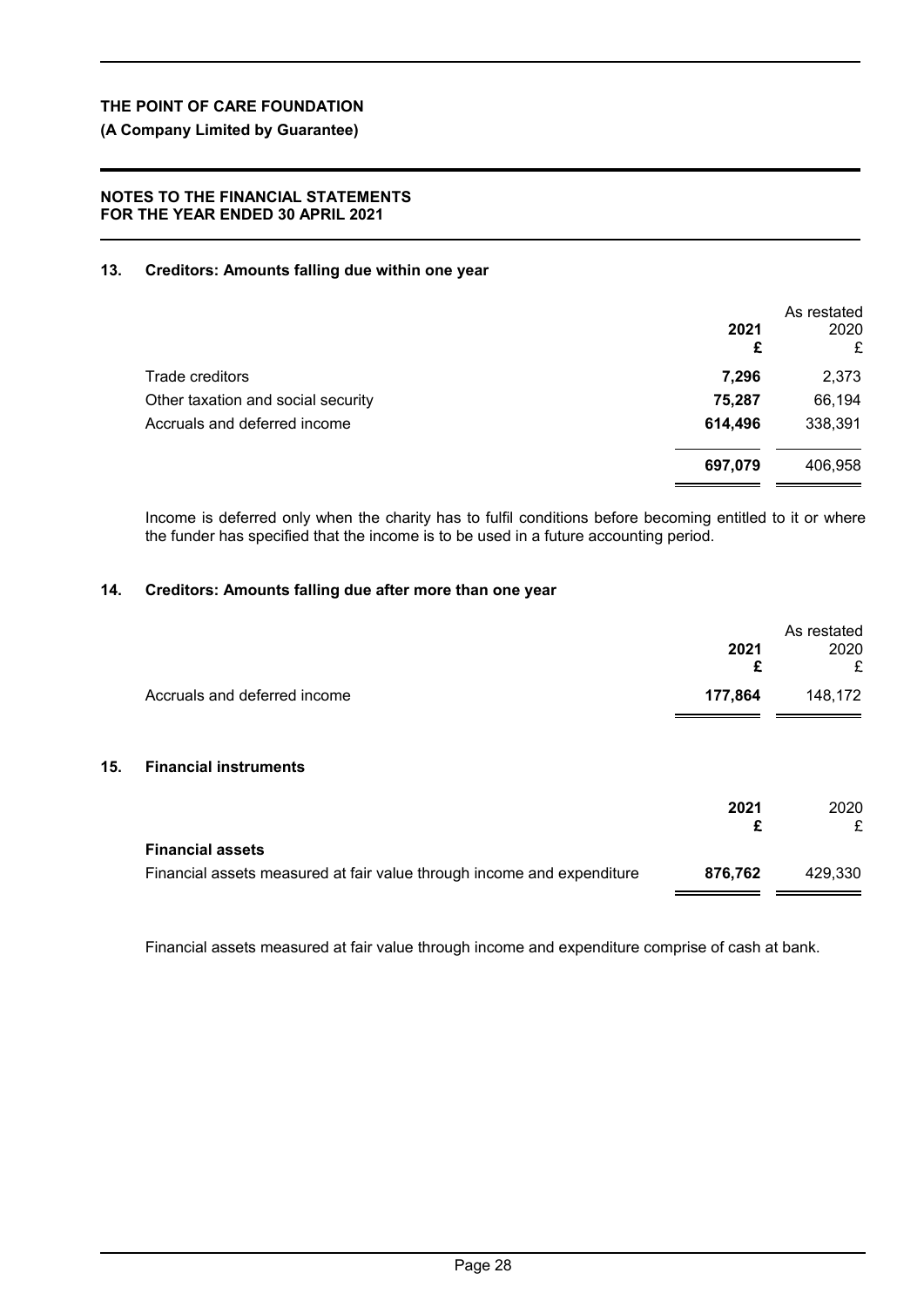## 13. Creditors: Amounts falling due within one year

| | 2021<br>£ | As restated<br>2020<br>£ |
|---|---|---|
| Trade creditors | **7,296** | 2,373 |
| Other taxation and social security | **75,287** | 66,194 |
| Accruals and deferred income | **614,496** | 338,391 |
| | **697,079** | 406,958 |

Income is deferred only when the charity has to fulfil conditions before becoming entitled to it or where the funder has specified that the income is to be used in a future accounting period.

## 14. Creditors: Amounts falling due after more than one year

| | 2021<br>£ | As restated<br>2020<br>£ |
|---|---|---|
| Accruals and deferred income | **177,864** | 148,172 |

## 15. Financial instruments

| | 2021<br>£ | 2020<br>£ |
|---|---|---|
| **Financial assets** | | |
| Financial assets measured at fair value through income and expenditure | **876,762** | 429,330 |

Financial assets measured at fair value through income and expenditure comprise of cash at bank.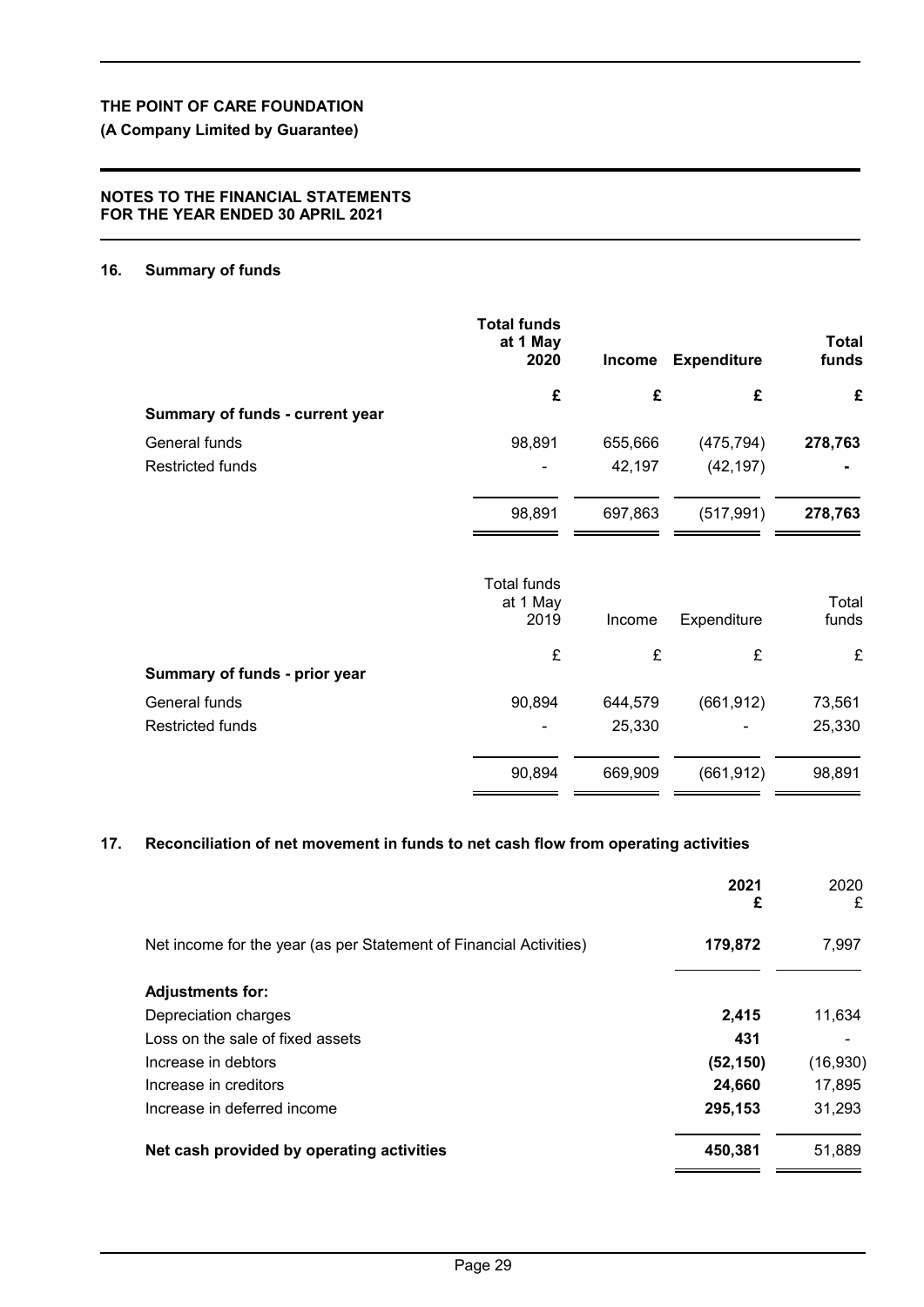**THE POINT OF CARE FOUNDATION**

**(A Company Limited by Guarantee)**

**NOTES TO THE FINANCIAL STATEMENTS**
**FOR THE YEAR ENDED 30 APRIL 2021**

## 16. Summary of funds

| | **Total funds at 1 May 2020** | **Income** | **Expenditure** | **Total funds** |
|---|---|---|---|---|
| | **£** | **£** | **£** | **£** |
| **Summary of funds - current year** | | | | |
| General funds | 98,891 | 655,666 | (475,794) | **278,763** |
| Restricted funds | - | 42,197 | (42,197) | **-** |
| | 98,891 | 697,863 | (517,991) | **278,763** |

| | Total funds at 1 May 2019 | Income | Expenditure | Total funds |
|---|---|---|---|---|
| | £ | £ | £ | £ |
| **Summary of funds - prior year** | | | | |
| General funds | 90,894 | 644,579 | (661,912) | 73,561 |
| Restricted funds | - | 25,330 | - | 25,330 |
| | 90,894 | 669,909 | (661,912) | 98,891 |

## 17. Reconciliation of net movement in funds to net cash flow from operating activities

| | **2021 £** | 2020 £ |
|---|---|---|
| Net income for the year (as per Statement of Financial Activities) | **179,872** | 7,997 |
| **Adjustments for:** | | |
| Depreciation charges | **2,415** | 11,634 |
| Loss on the sale of fixed assets | **431** | - |
| Increase in debtors | **(52,150)** | (16,930) |
| Increase in creditors | **24,660** | 17,895 |
| Increase in deferred income | **295,153** | 31,293 |
| **Net cash provided by operating activities** | **450,381** | 51,889 |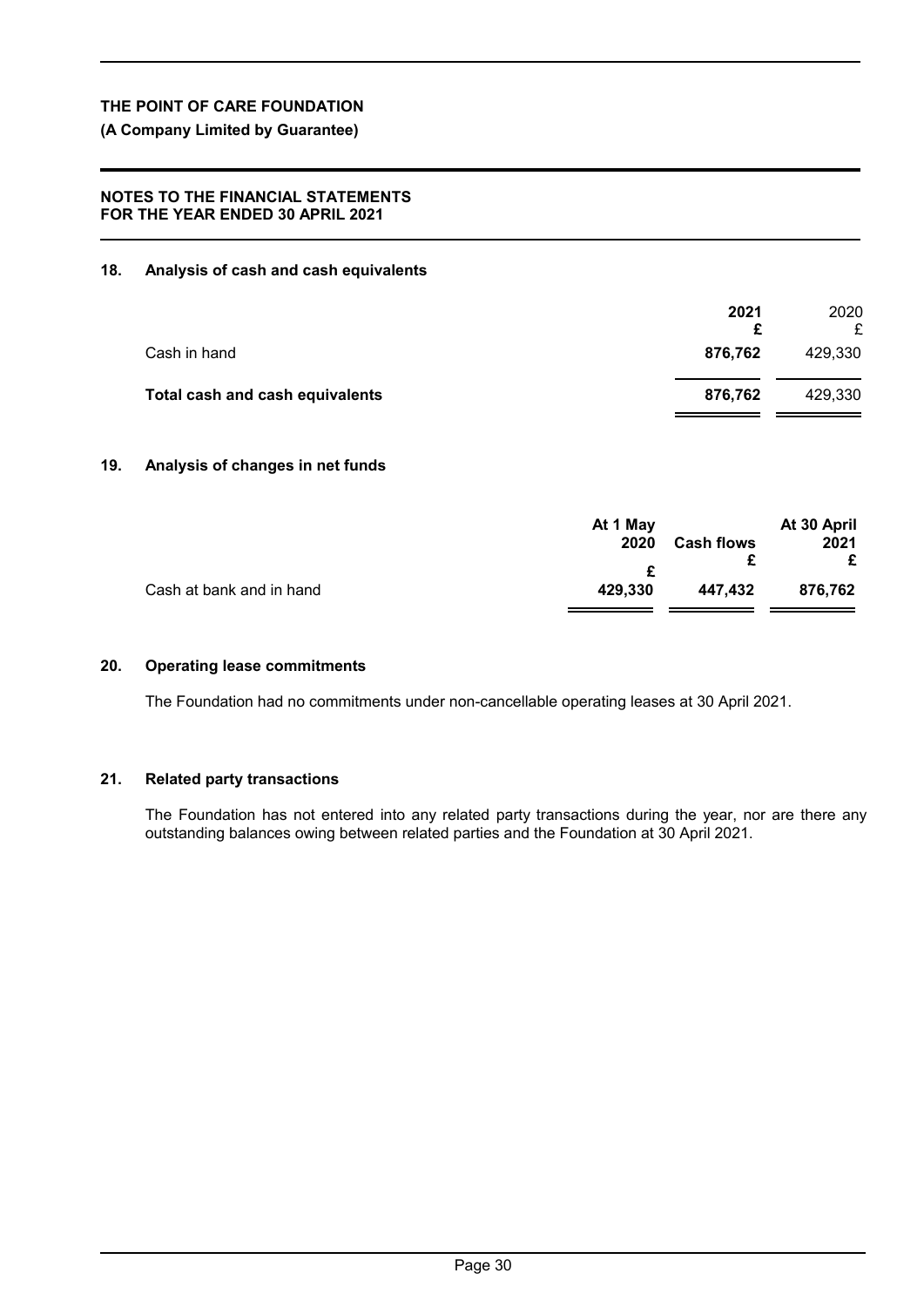**THE POINT OF CARE FOUNDATION**

**(A Company Limited by Guarantee)**

**NOTES TO THE FINANCIAL STATEMENTS**
**FOR THE YEAR ENDED 30 APRIL 2021**

## 18. Analysis of cash and cash equivalents

| | **2021** **£** | 2020 £ |
|---|---|---|
| Cash in hand | **876,762** | 429,330 |
| **Total cash and cash equivalents** | **876,762** | 429,330 |

## 19. Analysis of changes in net funds

| | **At 1 May 2020** **£** | **Cash flows** **£** | **At 30 April 2021** **£** |
|---|---|---|---|
| Cash at bank and in hand | **429,330** | **447,432** | **876,762** |

## 20. Operating lease commitments

The Foundation had no commitments under non-cancellable operating leases at 30 April 2021.

## 21. Related party transactions

The Foundation has not entered into any related party transactions during the year, nor are there any outstanding balances owing between related parties and the Foundation at 30 April 2021.